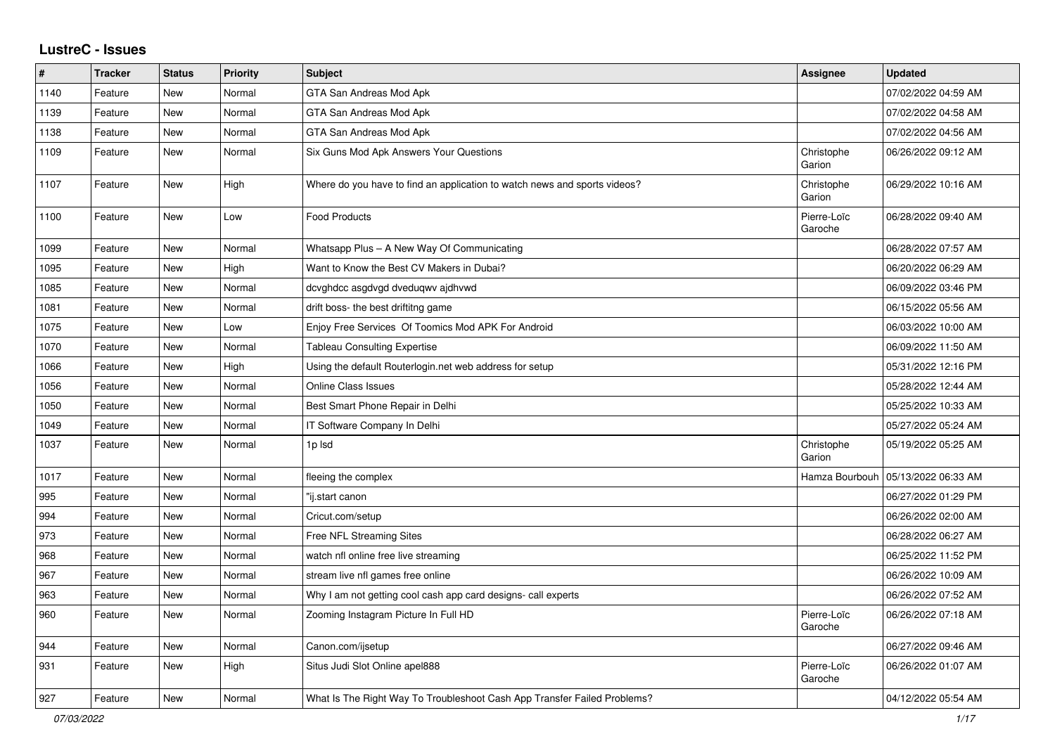## LustreC - Issues

| # | Tracker | Status | Priority | Subject | Assignee | Updated |
|---|---|---|---|---|---|---|
| 1140 | Feature | New | Normal | GTA San Andreas Mod Apk | | 07/02/2022 04:59 AM |
| 1139 | Feature | New | Normal | GTA San Andreas Mod Apk | | 07/02/2022 04:58 AM |
| 1138 | Feature | New | Normal | GTA San Andreas Mod Apk | | 07/02/2022 04:56 AM |
| 1109 | Feature | New | Normal | Six Guns Mod Apk Answers Your Questions | Christophe Garion | 06/26/2022 09:12 AM |
| 1107 | Feature | New | High | Where do you have to find an application to watch news and sports videos? | Christophe Garion | 06/29/2022 10:16 AM |
| 1100 | Feature | New | Low | Food Products | Pierre-Loïc Garoche | 06/28/2022 09:40 AM |
| 1099 | Feature | New | Normal | Whatsapp Plus – A New Way Of Communicating | | 06/28/2022 07:57 AM |
| 1095 | Feature | New | High | Want to Know the Best CV Makers in Dubai? | | 06/20/2022 06:29 AM |
| 1085 | Feature | New | Normal | dcvghdcc asgdvgd dveduqwv ajdhvwd | | 06/09/2022 03:46 PM |
| 1081 | Feature | New | Normal | drift boss- the best driftitng game | | 06/15/2022 05:56 AM |
| 1075 | Feature | New | Low | Enjoy Free Services Of Toomics Mod APK For Android | | 06/03/2022 10:00 AM |
| 1070 | Feature | New | Normal | Tableau Consulting Expertise | | 06/09/2022 11:50 AM |
| 1066 | Feature | New | High | Using the default Routerlogin.net web address for setup | | 05/31/2022 12:16 PM |
| 1056 | Feature | New | Normal | Online Class Issues | | 05/28/2022 12:44 AM |
| 1050 | Feature | New | Normal | Best Smart Phone Repair in Delhi | | 05/25/2022 10:33 AM |
| 1049 | Feature | New | Normal | IT Software Company In Delhi | | 05/27/2022 05:24 AM |
| 1037 | Feature | New | Normal | 1p lsd | Christophe Garion | 05/19/2022 05:25 AM |
| 1017 | Feature | New | Normal | fleeing the complex | Hamza Bourbouh | 05/13/2022 06:33 AM |
| 995 | Feature | New | Normal | "ij.start canon | | 06/27/2022 01:29 PM |
| 994 | Feature | New | Normal | Cricut.com/setup | | 06/26/2022 02:00 AM |
| 973 | Feature | New | Normal | Free NFL Streaming Sites | | 06/28/2022 06:27 AM |
| 968 | Feature | New | Normal | watch nfl online free live streaming | | 06/25/2022 11:52 PM |
| 967 | Feature | New | Normal | stream live nfl games free online | | 06/26/2022 10:09 AM |
| 963 | Feature | New | Normal | Why I am not getting cool cash app card designs- call experts | | 06/26/2022 07:52 AM |
| 960 | Feature | New | Normal | Zooming Instagram Picture In Full HD | Pierre-Loïc Garoche | 06/26/2022 07:18 AM |
| 944 | Feature | New | Normal | Canon.com/ijsetup | | 06/27/2022 09:46 AM |
| 931 | Feature | New | High | Situs Judi Slot Online apel888 | Pierre-Loïc Garoche | 06/26/2022 01:07 AM |
| 927 | Feature | New | Normal | What Is The Right Way To Troubleshoot Cash App Transfer Failed Problems? | | 04/12/2022 05:54 AM |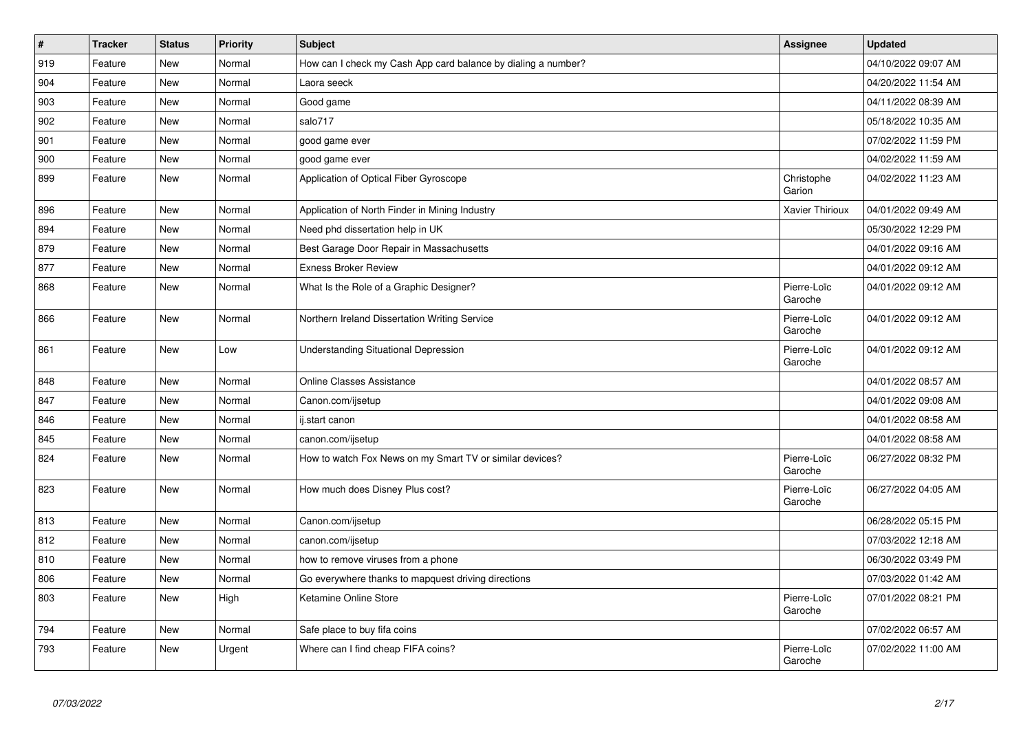| # | Tracker | Status | Priority | Subject | Assignee | Updated |
|---|---|---|---|---|---|---|
| 919 | Feature | New | Normal | How can I check my Cash App card balance by dialing a number? | | 04/10/2022 09:07 AM |
| 904 | Feature | New | Normal | Laora seeck | | 04/20/2022 11:54 AM |
| 903 | Feature | New | Normal | Good game | | 04/11/2022 08:39 AM |
| 902 | Feature | New | Normal | salo717 | | 05/18/2022 10:35 AM |
| 901 | Feature | New | Normal | good game ever | | 07/02/2022 11:59 PM |
| 900 | Feature | New | Normal | good game ever | | 04/02/2022 11:59 AM |
| 899 | Feature | New | Normal | Application of Optical Fiber Gyroscope | Christophe Garion | 04/02/2022 11:23 AM |
| 896 | Feature | New | Normal | Application of North Finder in Mining Industry | Xavier Thirioux | 04/01/2022 09:49 AM |
| 894 | Feature | New | Normal | Need phd dissertation help in UK | | 05/30/2022 12:29 PM |
| 879 | Feature | New | Normal | Best Garage Door Repair in Massachusetts | | 04/01/2022 09:16 AM |
| 877 | Feature | New | Normal | Exness Broker Review | | 04/01/2022 09:12 AM |
| 868 | Feature | New | Normal | What Is the Role of a Graphic Designer? | Pierre-Loïc Garoche | 04/01/2022 09:12 AM |
| 866 | Feature | New | Normal | Northern Ireland Dissertation Writing Service | Pierre-Loïc Garoche | 04/01/2022 09:12 AM |
| 861 | Feature | New | Low | Understanding Situational Depression | Pierre-Loïc Garoche | 04/01/2022 09:12 AM |
| 848 | Feature | New | Normal | Online Classes Assistance | | 04/01/2022 08:57 AM |
| 847 | Feature | New | Normal | Canon.com/ijsetup | | 04/01/2022 09:08 AM |
| 846 | Feature | New | Normal | ij.start canon | | 04/01/2022 08:58 AM |
| 845 | Feature | New | Normal | canon.com/ijsetup | | 04/01/2022 08:58 AM |
| 824 | Feature | New | Normal | How to watch Fox News on my Smart TV or similar devices? | Pierre-Loïc Garoche | 06/27/2022 08:32 PM |
| 823 | Feature | New | Normal | How much does Disney Plus cost? | Pierre-Loïc Garoche | 06/27/2022 04:05 AM |
| 813 | Feature | New | Normal | Canon.com/ijsetup | | 06/28/2022 05:15 PM |
| 812 | Feature | New | Normal | canon.com/ijsetup | | 07/03/2022 12:18 AM |
| 810 | Feature | New | Normal | how to remove viruses from a phone | | 06/30/2022 03:49 PM |
| 806 | Feature | New | Normal | Go everywhere thanks to mapquest driving directions | | 07/03/2022 01:42 AM |
| 803 | Feature | New | High | Ketamine Online Store | Pierre-Loïc Garoche | 07/01/2022 08:21 PM |
| 794 | Feature | New | Normal | Safe place to buy fifa coins | | 07/02/2022 06:57 AM |
| 793 | Feature | New | Urgent | Where can I find cheap FIFA coins? | Pierre-Loïc Garoche | 07/02/2022 11:00 AM |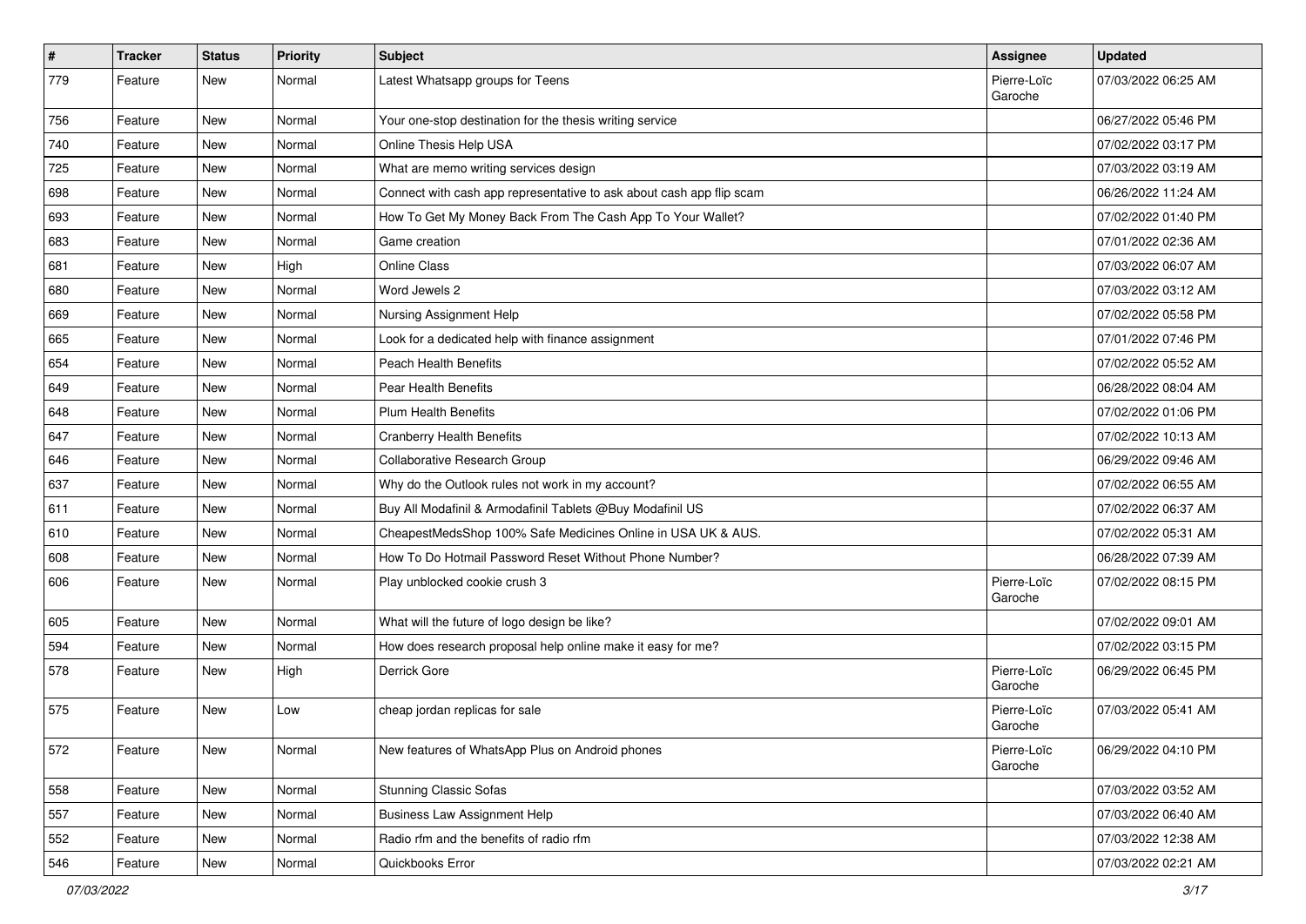| # | Tracker | Status | Priority | Subject | Assignee | Updated |
| --- | --- | --- | --- | --- | --- | --- |
| 779 | Feature | New | Normal | Latest Whatsapp groups for Teens | Pierre-Loïc Garoche | 07/03/2022 06:25 AM |
| 756 | Feature | New | Normal | Your one-stop destination for the thesis writing service | | 06/27/2022 05:46 PM |
| 740 | Feature | New | Normal | Online Thesis Help USA | | 07/02/2022 03:17 PM |
| 725 | Feature | New | Normal | What are memo writing services design | | 07/03/2022 03:19 AM |
| 698 | Feature | New | Normal | Connect with cash app representative to ask about cash app flip scam | | 06/26/2022 11:24 AM |
| 693 | Feature | New | Normal | How To Get My Money Back From The Cash App To Your Wallet? | | 07/02/2022 01:40 PM |
| 683 | Feature | New | Normal | Game creation | | 07/01/2022 02:36 AM |
| 681 | Feature | New | High | Online Class | | 07/03/2022 06:07 AM |
| 680 | Feature | New | Normal | Word Jewels 2 | | 07/03/2022 03:12 AM |
| 669 | Feature | New | Normal | Nursing Assignment Help | | 07/02/2022 05:58 PM |
| 665 | Feature | New | Normal | Look for a dedicated help with finance assignment | | 07/01/2022 07:46 PM |
| 654 | Feature | New | Normal | Peach Health Benefits | | 07/02/2022 05:52 AM |
| 649 | Feature | New | Normal | Pear Health Benefits | | 06/28/2022 08:04 AM |
| 648 | Feature | New | Normal | Plum Health Benefits | | 07/02/2022 01:06 PM |
| 647 | Feature | New | Normal | Cranberry Health Benefits | | 07/02/2022 10:13 AM |
| 646 | Feature | New | Normal | Collaborative Research Group | | 06/29/2022 09:46 AM |
| 637 | Feature | New | Normal | Why do the Outlook rules not work in my account? | | 07/02/2022 06:55 AM |
| 611 | Feature | New | Normal | Buy All Modafinil & Armodafinil Tablets @Buy Modafinil US | | 07/02/2022 06:37 AM |
| 610 | Feature | New | Normal | CheapestMedsShop 100% Safe Medicines Online in USA UK & AUS. | | 07/02/2022 05:31 AM |
| 608 | Feature | New | Normal | How To Do Hotmail Password Reset Without Phone Number? | | 06/28/2022 07:39 AM |
| 606 | Feature | New | Normal | Play unblocked cookie crush 3 | Pierre-Loïc Garoche | 07/02/2022 08:15 PM |
| 605 | Feature | New | Normal | What will the future of logo design be like? | | 07/02/2022 09:01 AM |
| 594 | Feature | New | Normal | How does research proposal help online make it easy for me? | | 07/02/2022 03:15 PM |
| 578 | Feature | New | High | Derrick Gore | Pierre-Loïc Garoche | 06/29/2022 06:45 PM |
| 575 | Feature | New | Low | cheap jordan replicas for sale | Pierre-Loïc Garoche | 07/03/2022 05:41 AM |
| 572 | Feature | New | Normal | New features of WhatsApp Plus on Android phones | Pierre-Loïc Garoche | 06/29/2022 04:10 PM |
| 558 | Feature | New | Normal | Stunning Classic Sofas | | 07/03/2022 03:52 AM |
| 557 | Feature | New | Normal | Business Law Assignment Help | | 07/03/2022 06:40 AM |
| 552 | Feature | New | Normal | Radio rfm and the benefits of radio rfm | | 07/03/2022 12:38 AM |
| 546 | Feature | New | Normal | Quickbooks Error | | 07/03/2022 02:21 AM |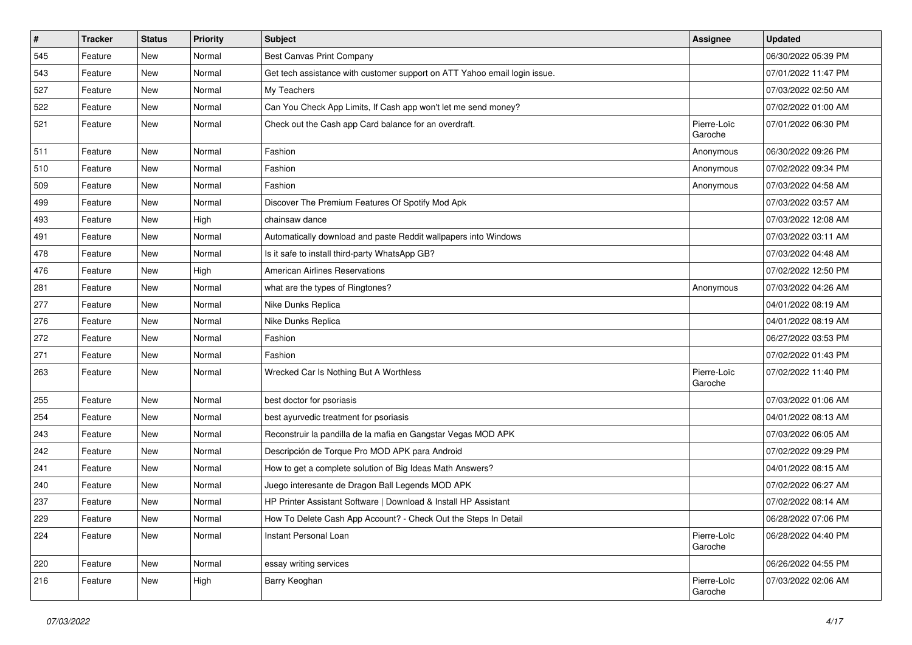| # | Tracker | Status | Priority | Subject | Assignee | Updated |
|---|---|---|---|---|---|---|
| 545 | Feature | New | Normal | Best Canvas Print Company | | 06/30/2022 05:39 PM |
| 543 | Feature | New | Normal | Get tech assistance with customer support on ATT Yahoo email login issue. | | 07/01/2022 11:47 PM |
| 527 | Feature | New | Normal | My Teachers | | 07/03/2022 02:50 AM |
| 522 | Feature | New | Normal | Can You Check App Limits, If Cash app won't let me send money? | | 07/02/2022 01:00 AM |
| 521 | Feature | New | Normal | Check out the Cash app Card balance for an overdraft. | Pierre-Loïc Garoche | 07/01/2022 06:30 PM |
| 511 | Feature | New | Normal | Fashion | Anonymous | 06/30/2022 09:26 PM |
| 510 | Feature | New | Normal | Fashion | Anonymous | 07/02/2022 09:34 PM |
| 509 | Feature | New | Normal | Fashion | Anonymous | 07/03/2022 04:58 AM |
| 499 | Feature | New | Normal | Discover The Premium Features Of Spotify Mod Apk | | 07/03/2022 03:57 AM |
| 493 | Feature | New | High | chainsaw dance | | 07/03/2022 12:08 AM |
| 491 | Feature | New | Normal | Automatically download and paste Reddit wallpapers into Windows | | 07/03/2022 03:11 AM |
| 478 | Feature | New | Normal | Is it safe to install third-party WhatsApp GB? | | 07/03/2022 04:48 AM |
| 476 | Feature | New | High | American Airlines Reservations | | 07/02/2022 12:50 PM |
| 281 | Feature | New | Normal | what are the types of Ringtones? | Anonymous | 07/03/2022 04:26 AM |
| 277 | Feature | New | Normal | Nike Dunks Replica | | 04/01/2022 08:19 AM |
| 276 | Feature | New | Normal | Nike Dunks Replica | | 04/01/2022 08:19 AM |
| 272 | Feature | New | Normal | Fashion | | 06/27/2022 03:53 PM |
| 271 | Feature | New | Normal | Fashion | | 07/02/2022 01:43 PM |
| 263 | Feature | New | Normal | Wrecked Car Is Nothing But A Worthless | Pierre-Loïc Garoche | 07/02/2022 11:40 PM |
| 255 | Feature | New | Normal | best doctor for psoriasis | | 07/03/2022 01:06 AM |
| 254 | Feature | New | Normal | best ayurvedic treatment for psoriasis | | 04/01/2022 08:13 AM |
| 243 | Feature | New | Normal | Reconstruir la pandilla de la mafia en Gangstar Vegas MOD APK | | 07/03/2022 06:05 AM |
| 242 | Feature | New | Normal | Descripción de Torque Pro MOD APK para Android | | 07/02/2022 09:29 PM |
| 241 | Feature | New | Normal | How to get a complete solution of Big Ideas Math Answers? | | 04/01/2022 08:15 AM |
| 240 | Feature | New | Normal | Juego interesante de Dragon Ball Legends MOD APK | | 07/02/2022 06:27 AM |
| 237 | Feature | New | Normal | HP Printer Assistant Software \| Download & Install HP Assistant | | 07/02/2022 08:14 AM |
| 229 | Feature | New | Normal | How To Delete Cash App Account? - Check Out the Steps In Detail | | 06/28/2022 07:06 PM |
| 224 | Feature | New | Normal | Instant Personal Loan | Pierre-Loïc Garoche | 06/28/2022 04:40 PM |
| 220 | Feature | New | Normal | essay writing services | | 06/26/2022 04:55 PM |
| 216 | Feature | New | High | Barry Keoghan | Pierre-Loïc Garoche | 07/03/2022 02:06 AM |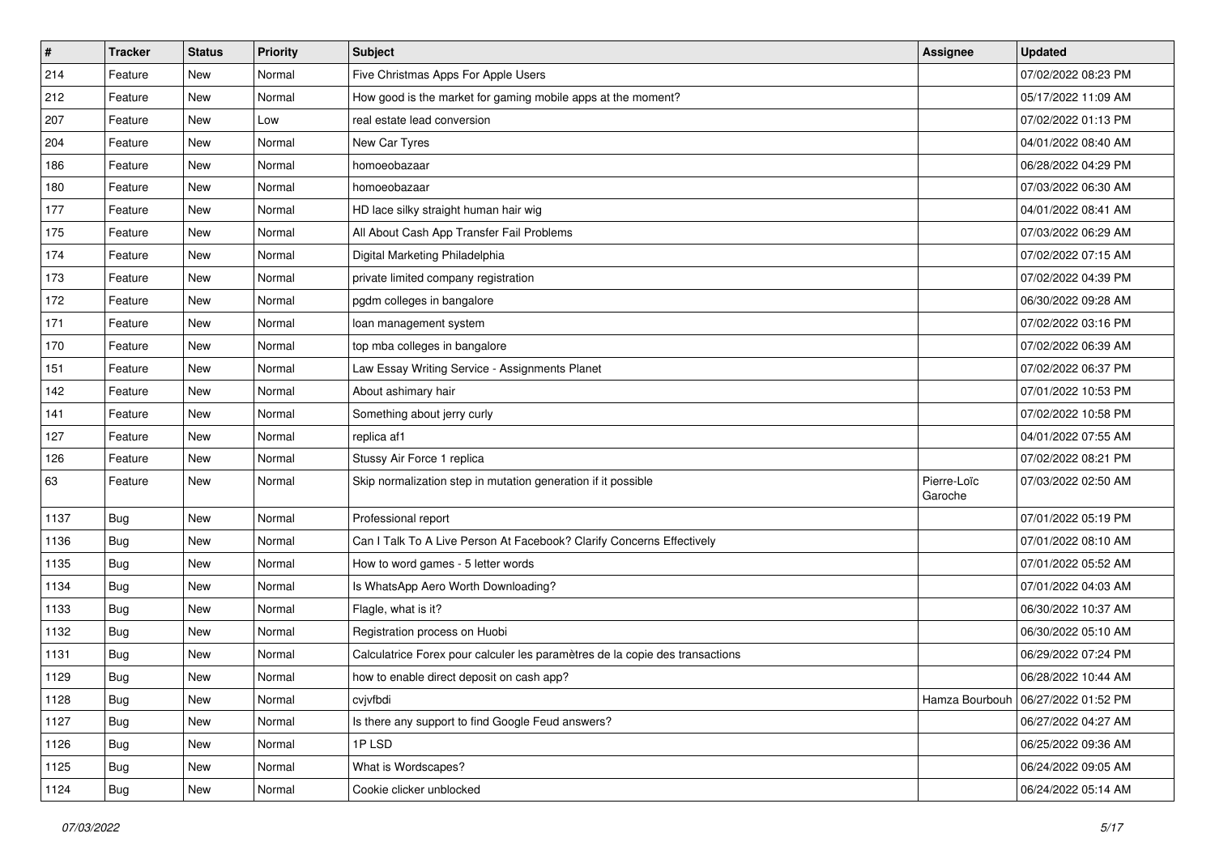| # | Tracker | Status | Priority | Subject | Assignee | Updated |
|---|---|---|---|---|---|---|
| 214 | Feature | New | Normal | Five Christmas Apps For Apple Users | | 07/02/2022 08:23 PM |
| 212 | Feature | New | Normal | How good is the market for gaming mobile apps at the moment? | | 05/17/2022 11:09 AM |
| 207 | Feature | New | Low | real estate lead conversion | | 07/02/2022 01:13 PM |
| 204 | Feature | New | Normal | New Car Tyres | | 04/01/2022 08:40 AM |
| 186 | Feature | New | Normal | homoeobazaar | | 06/28/2022 04:29 PM |
| 180 | Feature | New | Normal | homoeobazaar | | 07/03/2022 06:30 AM |
| 177 | Feature | New | Normal | HD lace silky straight human hair wig | | 04/01/2022 08:41 AM |
| 175 | Feature | New | Normal | All About Cash App Transfer Fail Problems | | 07/03/2022 06:29 AM |
| 174 | Feature | New | Normal | Digital Marketing Philadelphia | | 07/02/2022 07:15 AM |
| 173 | Feature | New | Normal | private limited company registration | | 07/02/2022 04:39 PM |
| 172 | Feature | New | Normal | pgdm colleges in bangalore | | 06/30/2022 09:28 AM |
| 171 | Feature | New | Normal | loan management system | | 07/02/2022 03:16 PM |
| 170 | Feature | New | Normal | top mba colleges in bangalore | | 07/02/2022 06:39 AM |
| 151 | Feature | New | Normal | Law Essay Writing Service - Assignments Planet | | 07/02/2022 06:37 PM |
| 142 | Feature | New | Normal | About ashimary hair | | 07/01/2022 10:53 PM |
| 141 | Feature | New | Normal | Something about jerry curly | | 07/02/2022 10:58 PM |
| 127 | Feature | New | Normal | replica af1 | | 04/01/2022 07:55 AM |
| 126 | Feature | New | Normal | Stussy Air Force 1 replica | | 07/02/2022 08:21 PM |
| 63 | Feature | New | Normal | Skip normalization step in mutation generation if it possible | Pierre-Loïc Garoche | 07/03/2022 02:50 AM |
| 1137 | Bug | New | Normal | Professional report | | 07/01/2022 05:19 PM |
| 1136 | Bug | New | Normal | Can I Talk To A Live Person At Facebook? Clarify Concerns Effectively | | 07/01/2022 08:10 AM |
| 1135 | Bug | New | Normal | How to word games - 5 letter words | | 07/01/2022 05:52 AM |
| 1134 | Bug | New | Normal | Is WhatsApp Aero Worth Downloading? | | 07/01/2022 04:03 AM |
| 1133 | Bug | New | Normal | Flagle, what is it? | | 06/30/2022 10:37 AM |
| 1132 | Bug | New | Normal | Registration process on Huobi | | 06/30/2022 05:10 AM |
| 1131 | Bug | New | Normal | Calculatrice Forex pour calculer les paramètres de la copie des transactions | | 06/29/2022 07:24 PM |
| 1129 | Bug | New | Normal | how to enable direct deposit on cash app? | | 06/28/2022 10:44 AM |
| 1128 | Bug | New | Normal | cvjvfbdi | Hamza Bourbouh | 06/27/2022 01:52 PM |
| 1127 | Bug | New | Normal | Is there any support to find Google Feud answers? | | 06/27/2022 04:27 AM |
| 1126 | Bug | New | Normal | 1P LSD | | 06/25/2022 09:36 AM |
| 1125 | Bug | New | Normal | What is Wordscapes? | | 06/24/2022 09:05 AM |
| 1124 | Bug | New | Normal | Cookie clicker unblocked | | 06/24/2022 05:14 AM |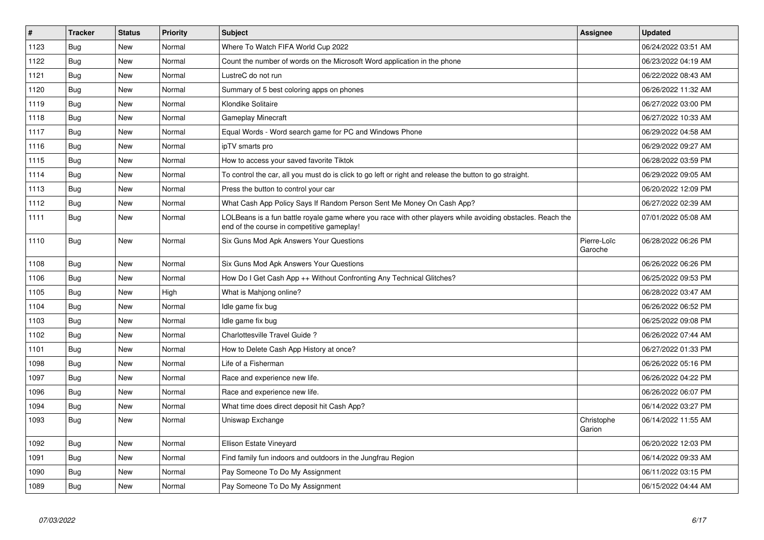| # | Tracker | Status | Priority | Subject | Assignee | Updated |
|---|---|---|---|---|---|---|
| 1123 | Bug | New | Normal | Where To Watch FIFA World Cup 2022 | | 06/24/2022 03:51 AM |
| 1122 | Bug | New | Normal | Count the number of words on the Microsoft Word application in the phone | | 06/23/2022 04:19 AM |
| 1121 | Bug | New | Normal | LustreC do not run | | 06/22/2022 08:43 AM |
| 1120 | Bug | New | Normal | Summary of 5 best coloring apps on phones | | 06/26/2022 11:32 AM |
| 1119 | Bug | New | Normal | Klondike Solitaire | | 06/27/2022 03:00 PM |
| 1118 | Bug | New | Normal | Gameplay Minecraft | | 06/27/2022 10:33 AM |
| 1117 | Bug | New | Normal | Equal Words - Word search game for PC and Windows Phone | | 06/29/2022 04:58 AM |
| 1116 | Bug | New | Normal | ipTV smarts pro | | 06/29/2022 09:27 AM |
| 1115 | Bug | New | Normal | How to access your saved favorite Tiktok | | 06/28/2022 03:59 PM |
| 1114 | Bug | New | Normal | To control the car, all you must do is click to go left or right and release the button to go straight. | | 06/29/2022 09:05 AM |
| 1113 | Bug | New | Normal | Press the button to control your car | | 06/20/2022 12:09 PM |
| 1112 | Bug | New | Normal | What Cash App Policy Says If Random Person Sent Me Money On Cash App? | | 06/27/2022 02:39 AM |
| 1111 | Bug | New | Normal | LOLBeans is a fun battle royale game where you race with other players while avoiding obstacles. Reach the end of the course in competitive gameplay! | | 07/01/2022 05:08 AM |
| 1110 | Bug | New | Normal | Six Guns Mod Apk Answers Your Questions | Pierre-Loïc Garoche | 06/28/2022 06:26 PM |
| 1108 | Bug | New | Normal | Six Guns Mod Apk Answers Your Questions | | 06/26/2022 06:26 PM |
| 1106 | Bug | New | Normal | How Do I Get Cash App ++ Without Confronting Any Technical Glitches? | | 06/25/2022 09:53 PM |
| 1105 | Bug | New | High | What is Mahjong online? | | 06/28/2022 03:47 AM |
| 1104 | Bug | New | Normal | Idle game fix bug | | 06/26/2022 06:52 PM |
| 1103 | Bug | New | Normal | Idle game fix bug | | 06/25/2022 09:08 PM |
| 1102 | Bug | New | Normal | Charlottesville Travel Guide ? | | 06/26/2022 07:44 AM |
| 1101 | Bug | New | Normal | How to Delete Cash App History at once? | | 06/27/2022 01:33 PM |
| 1098 | Bug | New | Normal | Life of a Fisherman | | 06/26/2022 05:16 PM |
| 1097 | Bug | New | Normal | Race and experience new life. | | 06/26/2022 04:22 PM |
| 1096 | Bug | New | Normal | Race and experience new life. | | 06/26/2022 06:07 PM |
| 1094 | Bug | New | Normal | What time does direct deposit hit Cash App? | | 06/14/2022 03:27 PM |
| 1093 | Bug | New | Normal | Uniswap Exchange | Christophe Garion | 06/14/2022 11:55 AM |
| 1092 | Bug | New | Normal | Ellison Estate Vineyard | | 06/20/2022 12:03 PM |
| 1091 | Bug | New | Normal | Find family fun indoors and outdoors in the Jungfrau Region | | 06/14/2022 09:33 AM |
| 1090 | Bug | New | Normal | Pay Someone To Do My Assignment | | 06/11/2022 03:15 PM |
| 1089 | Bug | New | Normal | Pay Someone To Do My Assignment | | 06/15/2022 04:44 AM |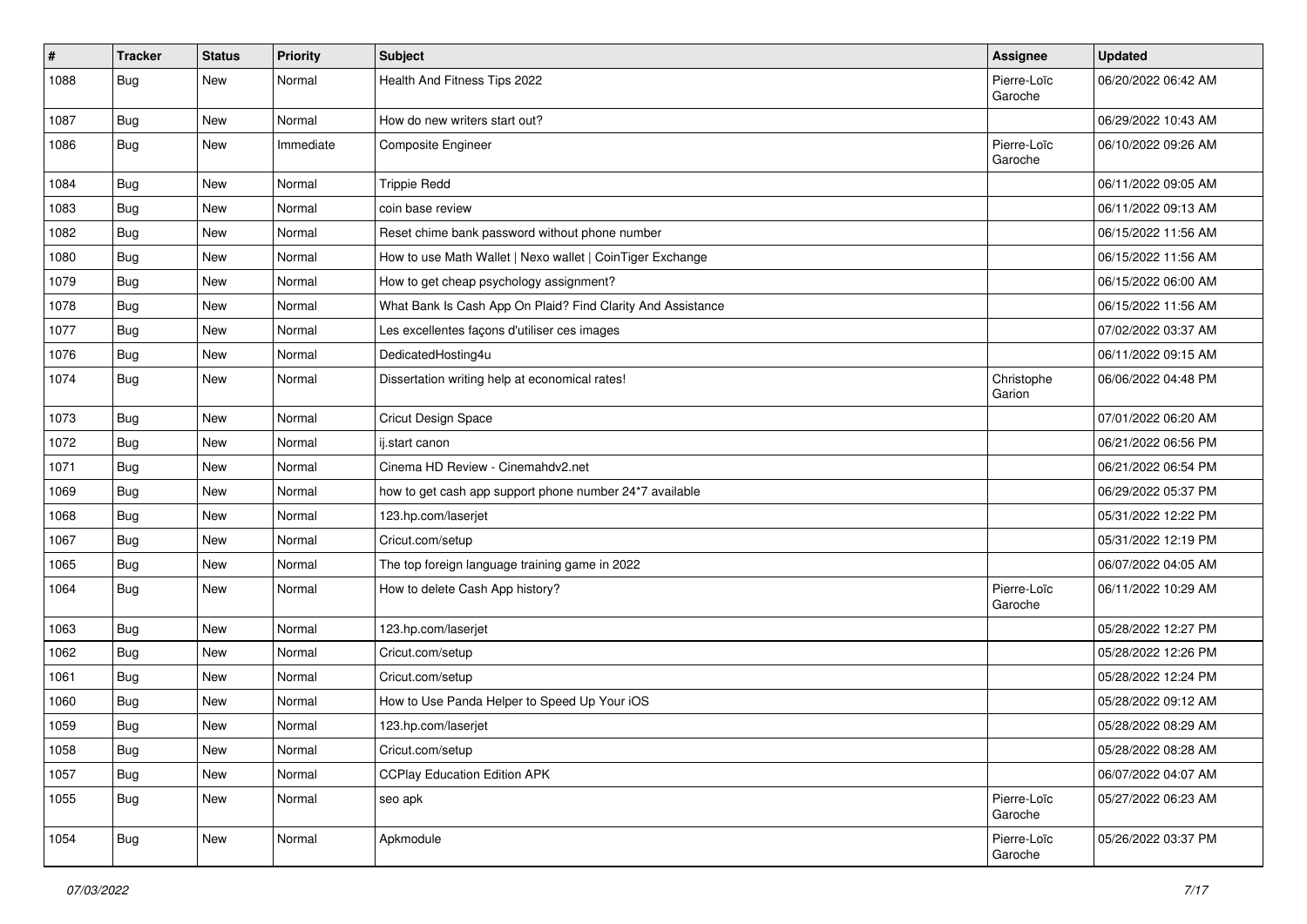| # | Tracker | Status | Priority | Subject | Assignee | Updated |
|---|---|---|---|---|---|---|
| 1088 | Bug | New | Normal | Health And Fitness Tips 2022 | Pierre-Loïc Garoche | 06/20/2022 06:42 AM |
| 1087 | Bug | New | Normal | How do new writers start out? | | 06/29/2022 10:43 AM |
| 1086 | Bug | New | Immediate | Composite Engineer | Pierre-Loïc Garoche | 06/10/2022 09:26 AM |
| 1084 | Bug | New | Normal | Trippie Redd | | 06/11/2022 09:05 AM |
| 1083 | Bug | New | Normal | coin base review | | 06/11/2022 09:13 AM |
| 1082 | Bug | New | Normal | Reset chime bank password without phone number | | 06/15/2022 11:56 AM |
| 1080 | Bug | New | Normal | How to use Math Wallet \| Nexo wallet \| CoinTiger Exchange | | 06/15/2022 11:56 AM |
| 1079 | Bug | New | Normal | How to get cheap psychology assignment? | | 06/15/2022 06:00 AM |
| 1078 | Bug | New | Normal | What Bank Is Cash App On Plaid? Find Clarity And Assistance | | 06/15/2022 11:56 AM |
| 1077 | Bug | New | Normal | Les excellentes façons d'utiliser ces images | | 07/02/2022 03:37 AM |
| 1076 | Bug | New | Normal | DedicatedHosting4u | | 06/11/2022 09:15 AM |
| 1074 | Bug | New | Normal | Dissertation writing help at economical rates! | Christophe Garion | 06/06/2022 04:48 PM |
| 1073 | Bug | New | Normal | Cricut Design Space | | 07/01/2022 06:20 AM |
| 1072 | Bug | New | Normal | ij.start canon | | 06/21/2022 06:56 PM |
| 1071 | Bug | New | Normal | Cinema HD Review - Cinemahdv2.net | | 06/21/2022 06:54 PM |
| 1069 | Bug | New | Normal | how to get cash app support phone number 24*7 available | | 06/29/2022 05:37 PM |
| 1068 | Bug | New | Normal | 123.hp.com/laserjet | | 05/31/2022 12:22 PM |
| 1067 | Bug | New | Normal | Cricut.com/setup | | 05/31/2022 12:19 PM |
| 1065 | Bug | New | Normal | The top foreign language training game in 2022 | | 06/07/2022 04:05 AM |
| 1064 | Bug | New | Normal | How to delete Cash App history? | Pierre-Loïc Garoche | 06/11/2022 10:29 AM |
| 1063 | Bug | New | Normal | 123.hp.com/laserjet | | 05/28/2022 12:27 PM |
| 1062 | Bug | New | Normal | Cricut.com/setup | | 05/28/2022 12:26 PM |
| 1061 | Bug | New | Normal | Cricut.com/setup | | 05/28/2022 12:24 PM |
| 1060 | Bug | New | Normal | How to Use Panda Helper to Speed Up Your iOS | | 05/28/2022 09:12 AM |
| 1059 | Bug | New | Normal | 123.hp.com/laserjet | | 05/28/2022 08:29 AM |
| 1058 | Bug | New | Normal | Cricut.com/setup | | 05/28/2022 08:28 AM |
| 1057 | Bug | New | Normal | CCPlay Education Edition APK | | 06/07/2022 04:07 AM |
| 1055 | Bug | New | Normal | seo apk | Pierre-Loïc Garoche | 05/27/2022 06:23 AM |
| 1054 | Bug | New | Normal | Apkmodule | Pierre-Loïc Garoche | 05/26/2022 03:37 PM |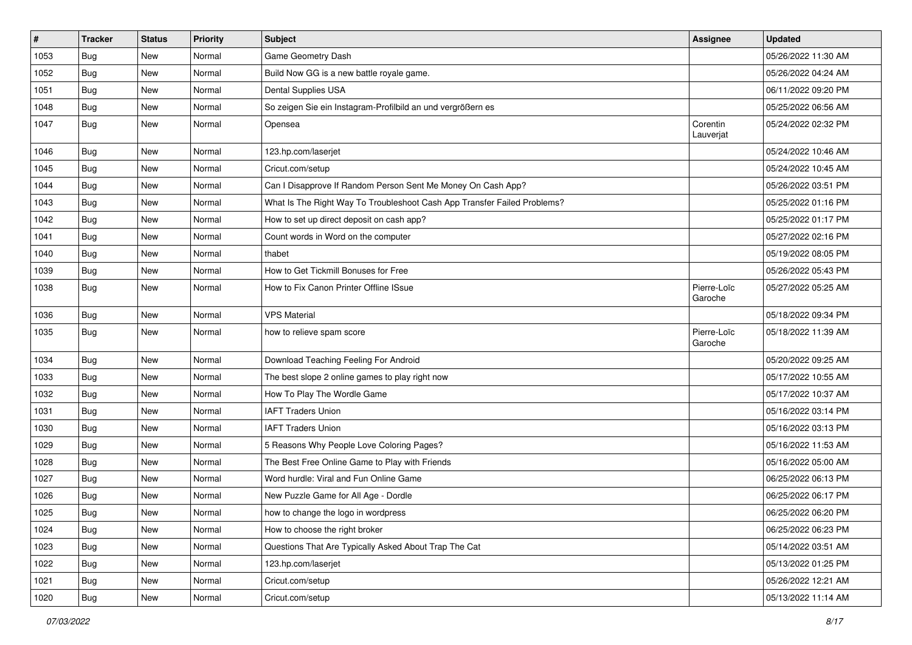| # | Tracker | Status | Priority | Subject | Assignee | Updated |
|---|---|---|---|---|---|---|
| 1053 | Bug | New | Normal | Game Geometry Dash | | 05/26/2022 11:30 AM |
| 1052 | Bug | New | Normal | Build Now GG is a new battle royale game. | | 05/26/2022 04:24 AM |
| 1051 | Bug | New | Normal | Dental Supplies USA | | 06/11/2022 09:20 PM |
| 1048 | Bug | New | Normal | So zeigen Sie ein Instagram-Profilbild an und vergrößern es | | 05/25/2022 06:56 AM |
| 1047 | Bug | New | Normal | Opensea | Corentin Lauverjat | 05/24/2022 02:32 PM |
| 1046 | Bug | New | Normal | 123.hp.com/laserjet | | 05/24/2022 10:46 AM |
| 1045 | Bug | New | Normal | Cricut.com/setup | | 05/24/2022 10:45 AM |
| 1044 | Bug | New | Normal | Can I Disapprove If Random Person Sent Me Money On Cash App? | | 05/26/2022 03:51 PM |
| 1043 | Bug | New | Normal | What Is The Right Way To Troubleshoot Cash App Transfer Failed Problems? | | 05/25/2022 01:16 PM |
| 1042 | Bug | New | Normal | How to set up direct deposit on cash app? | | 05/25/2022 01:17 PM |
| 1041 | Bug | New | Normal | Count words in Word on the computer | | 05/27/2022 02:16 PM |
| 1040 | Bug | New | Normal | thabet | | 05/19/2022 08:05 PM |
| 1039 | Bug | New | Normal | How to Get Tickmill Bonuses for Free | | 05/26/2022 05:43 PM |
| 1038 | Bug | New | Normal | How to Fix Canon Printer Offline ISsue | Pierre-Loïc Garoche | 05/27/2022 05:25 AM |
| 1036 | Bug | New | Normal | VPS Material | | 05/18/2022 09:34 PM |
| 1035 | Bug | New | Normal | how to relieve spam score | Pierre-Loïc Garoche | 05/18/2022 11:39 AM |
| 1034 | Bug | New | Normal | Download Teaching Feeling For Android | | 05/20/2022 09:25 AM |
| 1033 | Bug | New | Normal | The best slope 2 online games to play right now | | 05/17/2022 10:55 AM |
| 1032 | Bug | New | Normal | How To Play The Wordle Game | | 05/17/2022 10:37 AM |
| 1031 | Bug | New | Normal | IAFT Traders Union | | 05/16/2022 03:14 PM |
| 1030 | Bug | New | Normal | IAFT Traders Union | | 05/16/2022 03:13 PM |
| 1029 | Bug | New | Normal | 5 Reasons Why People Love Coloring Pages? | | 05/16/2022 11:53 AM |
| 1028 | Bug | New | Normal | The Best Free Online Game to Play with Friends | | 05/16/2022 05:00 AM |
| 1027 | Bug | New | Normal | Word hurdle: Viral and Fun Online Game | | 06/25/2022 06:13 PM |
| 1026 | Bug | New | Normal | New Puzzle Game for All Age - Dordle | | 06/25/2022 06:17 PM |
| 1025 | Bug | New | Normal | how to change the logo in wordpress | | 06/25/2022 06:20 PM |
| 1024 | Bug | New | Normal | How to choose the right broker | | 06/25/2022 06:23 PM |
| 1023 | Bug | New | Normal | Questions That Are Typically Asked About Trap The Cat | | 05/14/2022 03:51 AM |
| 1022 | Bug | New | Normal | 123.hp.com/laserjet | | 05/13/2022 01:25 PM |
| 1021 | Bug | New | Normal | Cricut.com/setup | | 05/26/2022 12:21 AM |
| 1020 | Bug | New | Normal | Cricut.com/setup | | 05/13/2022 11:14 AM |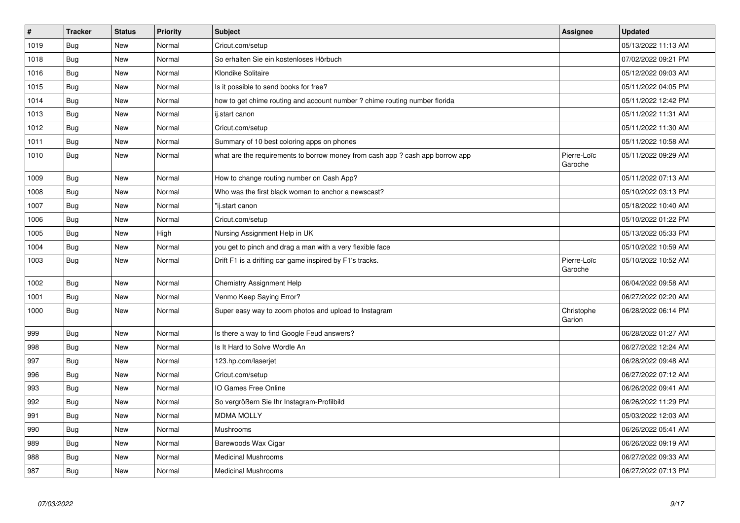| # | Tracker | Status | Priority | Subject | Assignee | Updated |
|---|---|---|---|---|---|---|
| 1019 | Bug | New | Normal | Cricut.com/setup | | 05/13/2022 11:13 AM |
| 1018 | Bug | New | Normal | So erhalten Sie ein kostenloses Hörbuch | | 07/02/2022 09:21 PM |
| 1016 | Bug | New | Normal | Klondike Solitaire | | 05/12/2022 09:03 AM |
| 1015 | Bug | New | Normal | Is it possible to send books for free? | | 05/11/2022 04:05 PM |
| 1014 | Bug | New | Normal | how to get chime routing and account number ? chime routing number florida | | 05/11/2022 12:42 PM |
| 1013 | Bug | New | Normal | ij.start canon | | 05/11/2022 11:31 AM |
| 1012 | Bug | New | Normal | Cricut.com/setup | | 05/11/2022 11:30 AM |
| 1011 | Bug | New | Normal | Summary of 10 best coloring apps on phones | | 05/11/2022 10:58 AM |
| 1010 | Bug | New | Normal | what are the requirements to borrow money from cash app ? cash app borrow app | Pierre-Loïc Garoche | 05/11/2022 09:29 AM |
| 1009 | Bug | New | Normal | How to change routing number on Cash App? | | 05/11/2022 07:13 AM |
| 1008 | Bug | New | Normal | Who was the first black woman to anchor a newscast? | | 05/10/2022 03:13 PM |
| 1007 | Bug | New | Normal | "ij.start canon | | 05/18/2022 10:40 AM |
| 1006 | Bug | New | Normal | Cricut.com/setup | | 05/10/2022 01:22 PM |
| 1005 | Bug | New | High | Nursing Assignment Help in UK | | 05/13/2022 05:33 PM |
| 1004 | Bug | New | Normal | you get to pinch and drag a man with a very flexible face | | 05/10/2022 10:59 AM |
| 1003 | Bug | New | Normal | Drift F1 is a drifting car game inspired by F1's tracks. | Pierre-Loïc Garoche | 05/10/2022 10:52 AM |
| 1002 | Bug | New | Normal | Chemistry Assignment Help | | 06/04/2022 09:58 AM |
| 1001 | Bug | New | Normal | Venmo Keep Saying Error? | | 06/27/2022 02:20 AM |
| 1000 | Bug | New | Normal | Super easy way to zoom photos and upload to Instagram | Christophe Garion | 06/28/2022 06:14 PM |
| 999 | Bug | New | Normal | Is there a way to find Google Feud answers? | | 06/28/2022 01:27 AM |
| 998 | Bug | New | Normal | Is It Hard to Solve Wordle An | | 06/27/2022 12:24 AM |
| 997 | Bug | New | Normal | 123.hp.com/laserjet | | 06/28/2022 09:48 AM |
| 996 | Bug | New | Normal | Cricut.com/setup | | 06/27/2022 07:12 AM |
| 993 | Bug | New | Normal | IO Games Free Online | | 06/26/2022 09:41 AM |
| 992 | Bug | New | Normal | So vergrößern Sie Ihr Instagram-Profilbild | | 06/26/2022 11:29 PM |
| 991 | Bug | New | Normal | MDMA MOLLY | | 05/03/2022 12:03 AM |
| 990 | Bug | New | Normal | Mushrooms | | 06/26/2022 05:41 AM |
| 989 | Bug | New | Normal | Barewoods Wax Cigar | | 06/26/2022 09:19 AM |
| 988 | Bug | New | Normal | Medicinal Mushrooms | | 06/27/2022 09:33 AM |
| 987 | Bug | New | Normal | Medicinal Mushrooms | | 06/27/2022 07:13 PM |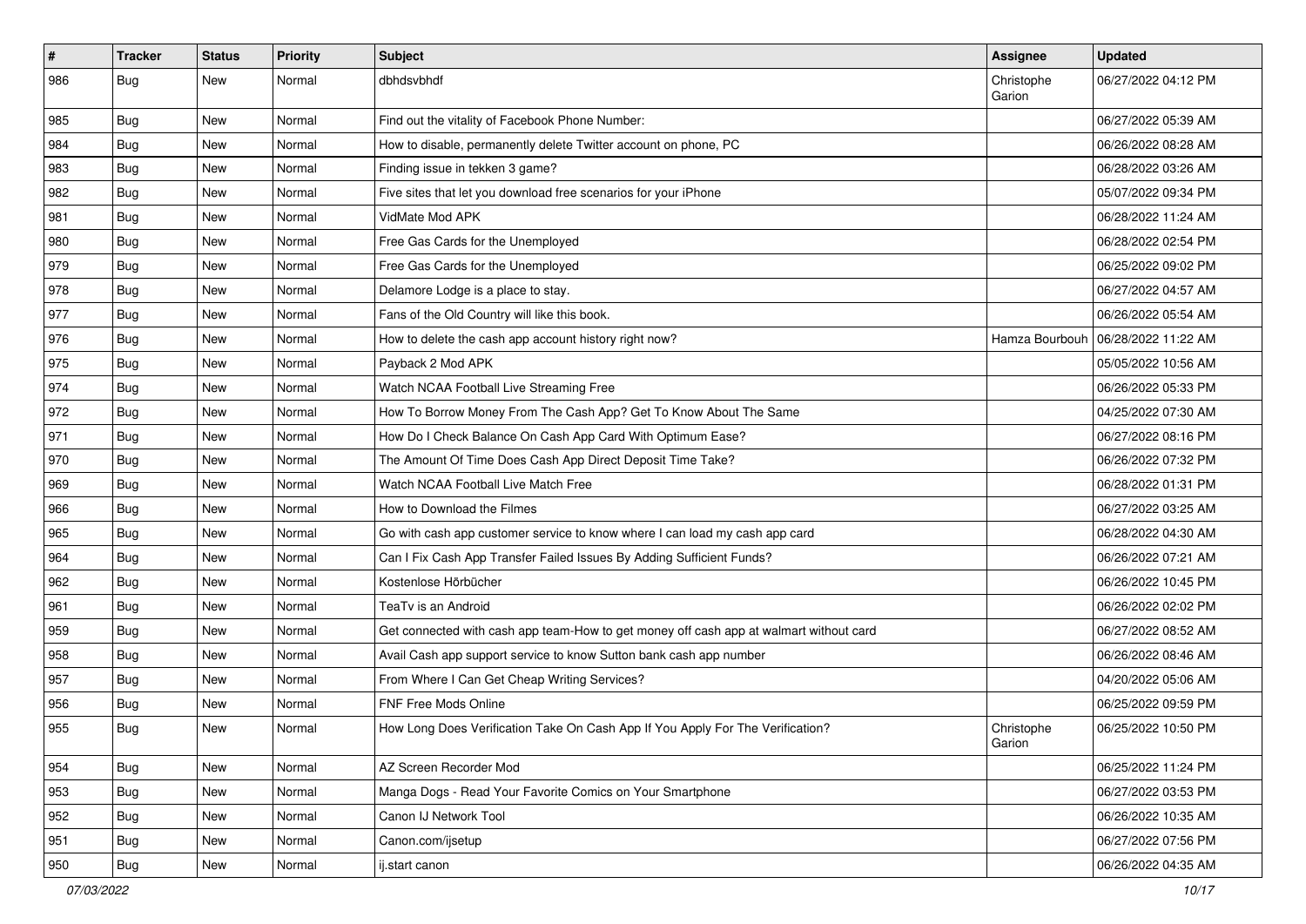| # | Tracker | Status | Priority | Subject | Assignee | Updated |
|---|---|---|---|---|---|---|
| 986 | Bug | New | Normal | dbhdsvbhdf | Christophe Garion | 06/27/2022 04:12 PM |
| 985 | Bug | New | Normal | Find out the vitality of Facebook Phone Number: | | 06/27/2022 05:39 AM |
| 984 | Bug | New | Normal | How to disable, permanently delete Twitter account on phone, PC | | 06/26/2022 08:28 AM |
| 983 | Bug | New | Normal | Finding issue in tekken 3 game? | | 06/28/2022 03:26 AM |
| 982 | Bug | New | Normal | Five sites that let you download free scenarios for your iPhone | | 05/07/2022 09:34 PM |
| 981 | Bug | New | Normal | VidMate Mod APK | | 06/28/2022 11:24 AM |
| 980 | Bug | New | Normal | Free Gas Cards for the Unemployed | | 06/28/2022 02:54 PM |
| 979 | Bug | New | Normal | Free Gas Cards for the Unemployed | | 06/25/2022 09:02 PM |
| 978 | Bug | New | Normal | Delamore Lodge is a place to stay. | | 06/27/2022 04:57 AM |
| 977 | Bug | New | Normal | Fans of the Old Country will like this book. | | 06/26/2022 05:54 AM |
| 976 | Bug | New | Normal | How to delete the cash app account history right now? | Hamza Bourbouh | 06/28/2022 11:22 AM |
| 975 | Bug | New | Normal | Payback 2 Mod APK | | 05/05/2022 10:56 AM |
| 974 | Bug | New | Normal | Watch NCAA Football Live Streaming Free | | 06/26/2022 05:33 PM |
| 972 | Bug | New | Normal | How To Borrow Money From The Cash App? Get To Know About The Same | | 04/25/2022 07:30 AM |
| 971 | Bug | New | Normal | How Do I Check Balance On Cash App Card With Optimum Ease? | | 06/27/2022 08:16 PM |
| 970 | Bug | New | Normal | The Amount Of Time Does Cash App Direct Deposit Time Take? | | 06/26/2022 07:32 PM |
| 969 | Bug | New | Normal | Watch NCAA Football Live Match Free | | 06/28/2022 01:31 PM |
| 966 | Bug | New | Normal | How to Download the Filmes | | 06/27/2022 03:25 AM |
| 965 | Bug | New | Normal | Go with cash app customer service to know where I can load my cash app card | | 06/28/2022 04:30 AM |
| 964 | Bug | New | Normal | Can I Fix Cash App Transfer Failed Issues By Adding Sufficient Funds? | | 06/26/2022 07:21 AM |
| 962 | Bug | New | Normal | Kostenlose Hörbücher | | 06/26/2022 10:45 PM |
| 961 | Bug | New | Normal | TeaTv is an Android | | 06/26/2022 02:02 PM |
| 959 | Bug | New | Normal | Get connected with cash app team-How to get money off cash app at walmart without card | | 06/27/2022 08:52 AM |
| 958 | Bug | New | Normal | Avail Cash app support service to know Sutton bank cash app number | | 06/26/2022 08:46 AM |
| 957 | Bug | New | Normal | From Where I Can Get Cheap Writing Services? | | 04/20/2022 05:06 AM |
| 956 | Bug | New | Normal | FNF Free Mods Online | | 06/25/2022 09:59 PM |
| 955 | Bug | New | Normal | How Long Does Verification Take On Cash App If You Apply For The Verification? | Christophe Garion | 06/25/2022 10:50 PM |
| 954 | Bug | New | Normal | AZ Screen Recorder Mod | | 06/25/2022 11:24 PM |
| 953 | Bug | New | Normal | Manga Dogs - Read Your Favorite Comics on Your Smartphone | | 06/27/2022 03:53 PM |
| 952 | Bug | New | Normal | Canon IJ Network Tool | | 06/26/2022 10:35 AM |
| 951 | Bug | New | Normal | Canon.com/ijsetup | | 06/27/2022 07:56 PM |
| 950 | Bug | New | Normal | ij.start canon | | 06/26/2022 04:35 AM |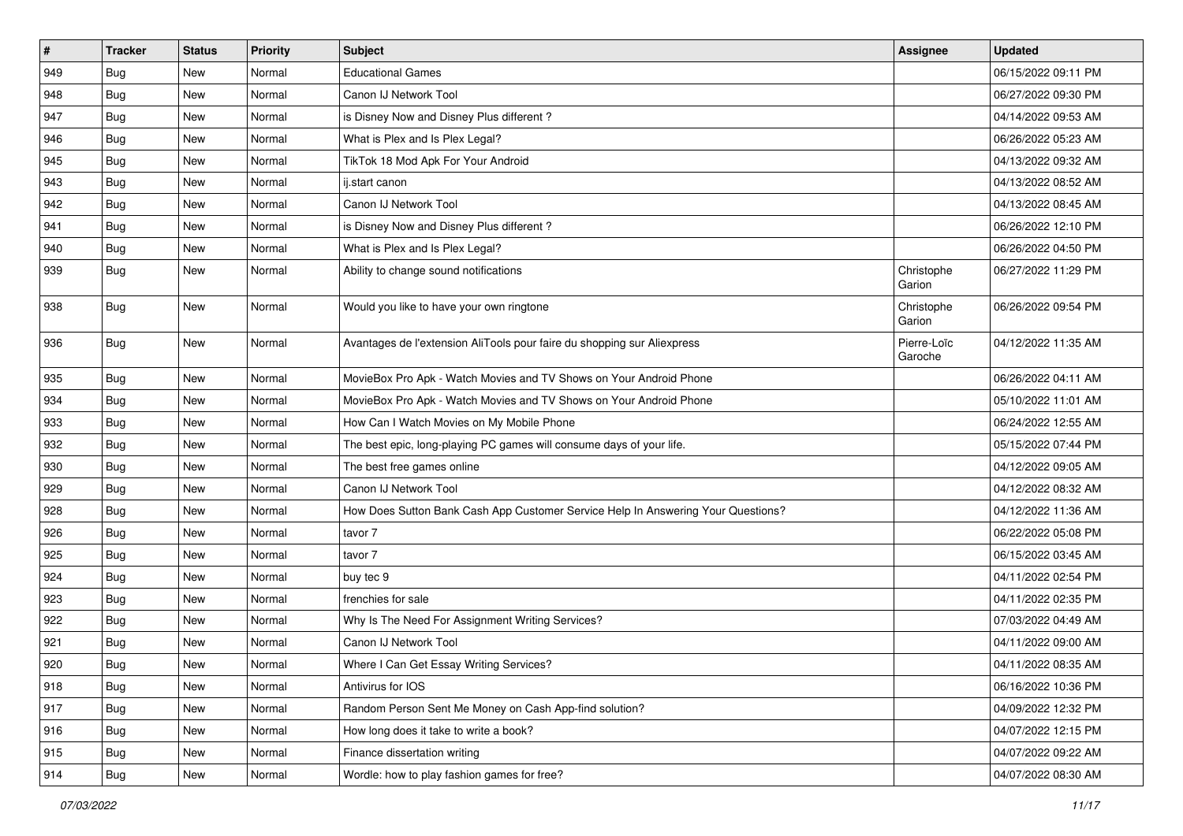| # | Tracker | Status | Priority | Subject | Assignee | Updated |
|---|---|---|---|---|---|---|
| 949 | Bug | New | Normal | Educational Games | | 06/15/2022 09:11 PM |
| 948 | Bug | New | Normal | Canon IJ Network Tool | | 06/27/2022 09:30 PM |
| 947 | Bug | New | Normal | is Disney Now and Disney Plus different ? | | 04/14/2022 09:53 AM |
| 946 | Bug | New | Normal | What is Plex and Is Plex Legal? | | 06/26/2022 05:23 AM |
| 945 | Bug | New | Normal | TikTok 18 Mod Apk For Your Android | | 04/13/2022 09:32 AM |
| 943 | Bug | New | Normal | ij.start canon | | 04/13/2022 08:52 AM |
| 942 | Bug | New | Normal | Canon IJ Network Tool | | 04/13/2022 08:45 AM |
| 941 | Bug | New | Normal | is Disney Now and Disney Plus different ? | | 06/26/2022 12:10 PM |
| 940 | Bug | New | Normal | What is Plex and Is Plex Legal? | | 06/26/2022 04:50 PM |
| 939 | Bug | New | Normal | Ability to change sound notifications | Christophe Garion | 06/27/2022 11:29 PM |
| 938 | Bug | New | Normal | Would you like to have your own ringtone | Christophe Garion | 06/26/2022 09:54 PM |
| 936 | Bug | New | Normal | Avantages de l'extension AliTools pour faire du shopping sur Aliexpress | Pierre-Loïc Garoche | 04/12/2022 11:35 AM |
| 935 | Bug | New | Normal | MovieBox Pro Apk - Watch Movies and TV Shows on Your Android Phone | | 06/26/2022 04:11 AM |
| 934 | Bug | New | Normal | MovieBox Pro Apk - Watch Movies and TV Shows on Your Android Phone | | 05/10/2022 11:01 AM |
| 933 | Bug | New | Normal | How Can I Watch Movies on My Mobile Phone | | 06/24/2022 12:55 AM |
| 932 | Bug | New | Normal | The best epic, long-playing PC games will consume days of your life. | | 05/15/2022 07:44 PM |
| 930 | Bug | New | Normal | The best free games online | | 04/12/2022 09:05 AM |
| 929 | Bug | New | Normal | Canon IJ Network Tool | | 04/12/2022 08:32 AM |
| 928 | Bug | New | Normal | How Does Sutton Bank Cash App Customer Service Help In Answering Your Questions? | | 04/12/2022 11:36 AM |
| 926 | Bug | New | Normal | tavor 7 | | 06/22/2022 05:08 PM |
| 925 | Bug | New | Normal | tavor 7 | | 06/15/2022 03:45 AM |
| 924 | Bug | New | Normal | buy tec 9 | | 04/11/2022 02:54 PM |
| 923 | Bug | New | Normal | frenchies for sale | | 04/11/2022 02:35 PM |
| 922 | Bug | New | Normal | Why Is The Need For Assignment Writing Services? | | 07/03/2022 04:49 AM |
| 921 | Bug | New | Normal | Canon IJ Network Tool | | 04/11/2022 09:00 AM |
| 920 | Bug | New | Normal | Where I Can Get Essay Writing Services? | | 04/11/2022 08:35 AM |
| 918 | Bug | New | Normal | Antivirus for IOS | | 06/16/2022 10:36 PM |
| 917 | Bug | New | Normal | Random Person Sent Me Money on Cash App-find solution? | | 04/09/2022 12:32 PM |
| 916 | Bug | New | Normal | How long does it take to write a book? | | 04/07/2022 12:15 PM |
| 915 | Bug | New | Normal | Finance dissertation writing | | 04/07/2022 09:22 AM |
| 914 | Bug | New | Normal | Wordle: how to play fashion games for free? | | 04/07/2022 08:30 AM |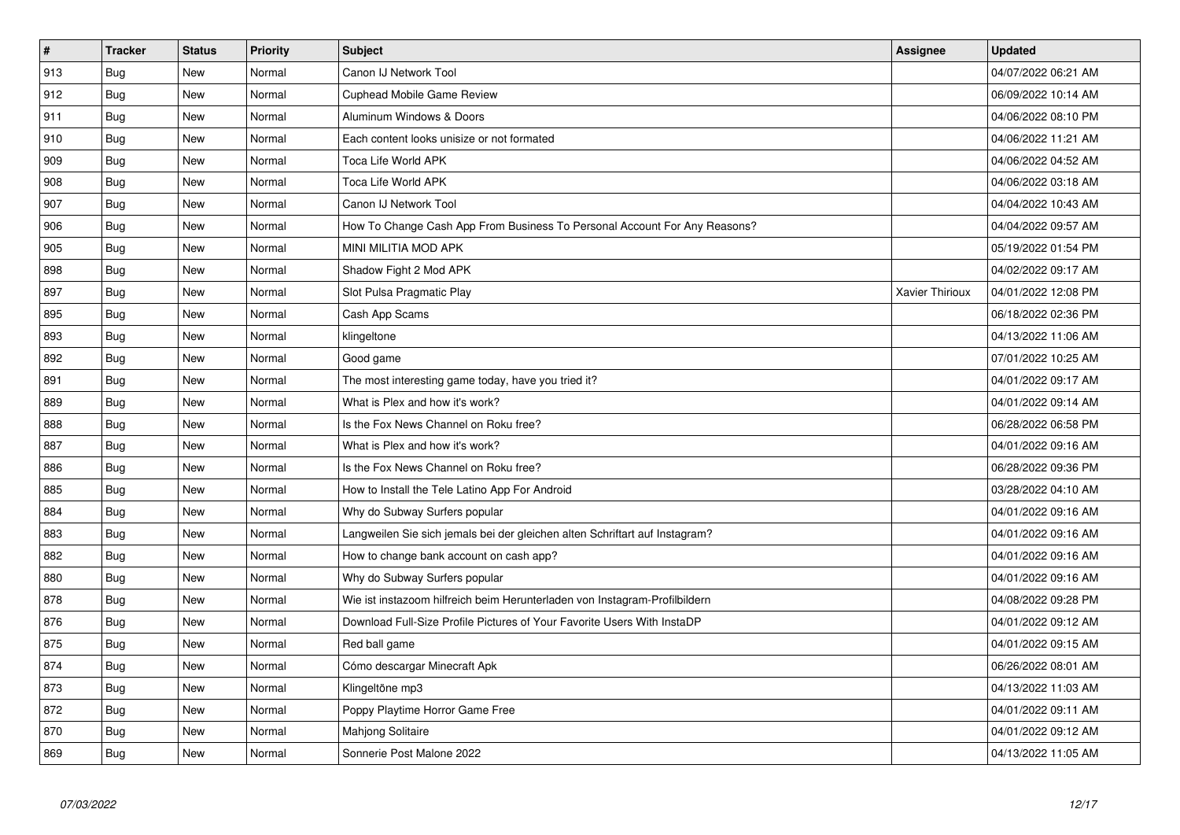| # | Tracker | Status | Priority | Subject | Assignee | Updated |
|---|---|---|---|---|---|---|
| 913 | Bug | New | Normal | Canon IJ Network Tool | | 04/07/2022 06:21 AM |
| 912 | Bug | New | Normal | Cuphead Mobile Game Review | | 06/09/2022 10:14 AM |
| 911 | Bug | New | Normal | Aluminum Windows & Doors | | 04/06/2022 08:10 PM |
| 910 | Bug | New | Normal | Each content looks unisize or not formated | | 04/06/2022 11:21 AM |
| 909 | Bug | New | Normal | Toca Life World APK | | 04/06/2022 04:52 AM |
| 908 | Bug | New | Normal | Toca Life World APK | | 04/06/2022 03:18 AM |
| 907 | Bug | New | Normal | Canon IJ Network Tool | | 04/04/2022 10:43 AM |
| 906 | Bug | New | Normal | How To Change Cash App From Business To Personal Account For Any Reasons? | | 04/04/2022 09:57 AM |
| 905 | Bug | New | Normal | MINI MILITIA MOD APK | | 05/19/2022 01:54 PM |
| 898 | Bug | New | Normal | Shadow Fight 2 Mod APK | | 04/02/2022 09:17 AM |
| 897 | Bug | New | Normal | Slot Pulsa Pragmatic Play | Xavier Thirioux | 04/01/2022 12:08 PM |
| 895 | Bug | New | Normal | Cash App Scams | | 06/18/2022 02:36 PM |
| 893 | Bug | New | Normal | klingeltone | | 04/13/2022 11:06 AM |
| 892 | Bug | New | Normal | Good game | | 07/01/2022 10:25 AM |
| 891 | Bug | New | Normal | The most interesting game today, have you tried it? | | 04/01/2022 09:17 AM |
| 889 | Bug | New | Normal | What is Plex and how it's work? | | 04/01/2022 09:14 AM |
| 888 | Bug | New | Normal | Is the Fox News Channel on Roku free? | | 06/28/2022 06:58 PM |
| 887 | Bug | New | Normal | What is Plex and how it's work? | | 04/01/2022 09:16 AM |
| 886 | Bug | New | Normal | Is the Fox News Channel on Roku free? | | 06/28/2022 09:36 PM |
| 885 | Bug | New | Normal | How to Install the Tele Latino App For Android | | 03/28/2022 04:10 AM |
| 884 | Bug | New | Normal | Why do Subway Surfers popular | | 04/01/2022 09:16 AM |
| 883 | Bug | New | Normal | Langweilen Sie sich jemals bei der gleichen alten Schriftart auf Instagram? | | 04/01/2022 09:16 AM |
| 882 | Bug | New | Normal | How to change bank account on cash app? | | 04/01/2022 09:16 AM |
| 880 | Bug | New | Normal | Why do Subway Surfers popular | | 04/01/2022 09:16 AM |
| 878 | Bug | New | Normal | Wie ist instazoom hilfreich beim Herunterladen von Instagram-Profilbildern | | 04/08/2022 09:28 PM |
| 876 | Bug | New | Normal | Download Full-Size Profile Pictures of Your Favorite Users With InstaDP | | 04/01/2022 09:12 AM |
| 875 | Bug | New | Normal | Red ball game | | 04/01/2022 09:15 AM |
| 874 | Bug | New | Normal | Cómo descargar Minecraft Apk | | 06/26/2022 08:01 AM |
| 873 | Bug | New | Normal | Klingeltöne mp3 | | 04/13/2022 11:03 AM |
| 872 | Bug | New | Normal | Poppy Playtime Horror Game Free | | 04/01/2022 09:11 AM |
| 870 | Bug | New | Normal | Mahjong Solitaire | | 04/01/2022 09:12 AM |
| 869 | Bug | New | Normal | Sonnerie Post Malone 2022 | | 04/13/2022 11:05 AM |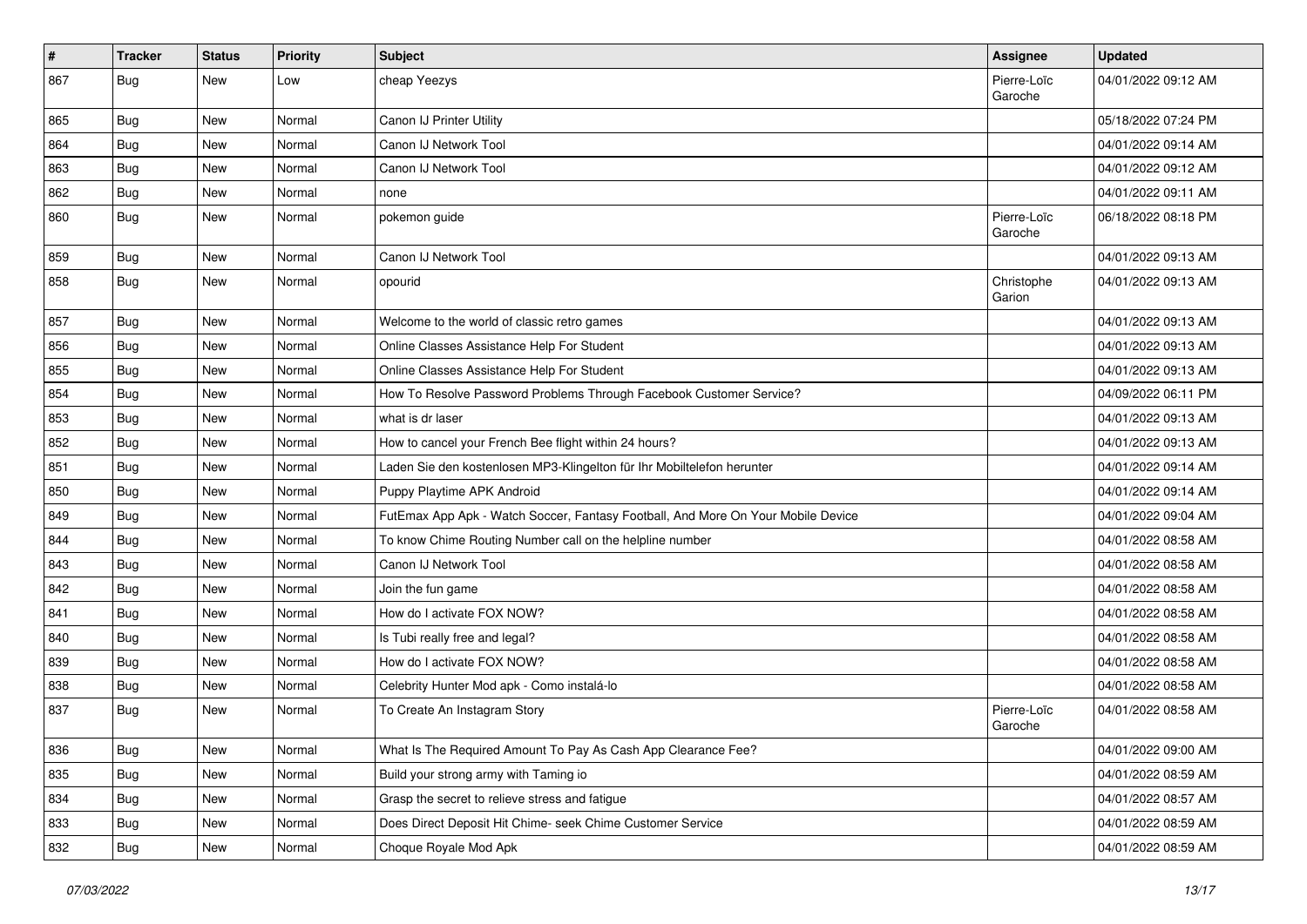| # | Tracker | Status | Priority | Subject | Assignee | Updated |
|---|---|---|---|---|---|---|
| 867 | Bug | New | Low | cheap Yeezys | Pierre-Loïc Garoche | 04/01/2022 09:12 AM |
| 865 | Bug | New | Normal | Canon IJ Printer Utility | | 05/18/2022 07:24 PM |
| 864 | Bug | New | Normal | Canon IJ Network Tool | | 04/01/2022 09:14 AM |
| 863 | Bug | New | Normal | Canon IJ Network Tool | | 04/01/2022 09:12 AM |
| 862 | Bug | New | Normal | none | | 04/01/2022 09:11 AM |
| 860 | Bug | New | Normal | pokemon guide | Pierre-Loïc Garoche | 06/18/2022 08:18 PM |
| 859 | Bug | New | Normal | Canon IJ Network Tool | | 04/01/2022 09:13 AM |
| 858 | Bug | New | Normal | opourid | Christophe Garion | 04/01/2022 09:13 AM |
| 857 | Bug | New | Normal | Welcome to the world of classic retro games | | 04/01/2022 09:13 AM |
| 856 | Bug | New | Normal | Online Classes Assistance Help For Student | | 04/01/2022 09:13 AM |
| 855 | Bug | New | Normal | Online Classes Assistance Help For Student | | 04/01/2022 09:13 AM |
| 854 | Bug | New | Normal | How To Resolve Password Problems Through Facebook Customer Service? | | 04/09/2022 06:11 PM |
| 853 | Bug | New | Normal | what is dr laser | | 04/01/2022 09:13 AM |
| 852 | Bug | New | Normal | How to cancel your French Bee flight within 24 hours? | | 04/01/2022 09:13 AM |
| 851 | Bug | New | Normal | Laden Sie den kostenlosen MP3-Klingelton für Ihr Mobiltelefon herunter | | 04/01/2022 09:14 AM |
| 850 | Bug | New | Normal | Puppy Playtime APK Android | | 04/01/2022 09:14 AM |
| 849 | Bug | New | Normal | FutEmax App Apk - Watch Soccer, Fantasy Football, And More On Your Mobile Device | | 04/01/2022 09:04 AM |
| 844 | Bug | New | Normal | To know Chime Routing Number call on the helpline number | | 04/01/2022 08:58 AM |
| 843 | Bug | New | Normal | Canon IJ Network Tool | | 04/01/2022 08:58 AM |
| 842 | Bug | New | Normal | Join the fun game | | 04/01/2022 08:58 AM |
| 841 | Bug | New | Normal | How do I activate FOX NOW? | | 04/01/2022 08:58 AM |
| 840 | Bug | New | Normal | Is Tubi really free and legal? | | 04/01/2022 08:58 AM |
| 839 | Bug | New | Normal | How do I activate FOX NOW? | | 04/01/2022 08:58 AM |
| 838 | Bug | New | Normal | Celebrity Hunter Mod apk - Como instalá-lo | | 04/01/2022 08:58 AM |
| 837 | Bug | New | Normal | To Create An Instagram Story | Pierre-Loïc Garoche | 04/01/2022 08:58 AM |
| 836 | Bug | New | Normal | What Is The Required Amount To Pay As Cash App Clearance Fee? | | 04/01/2022 09:00 AM |
| 835 | Bug | New | Normal | Build your strong army with Taming io | | 04/01/2022 08:59 AM |
| 834 | Bug | New | Normal | Grasp the secret to relieve stress and fatigue | | 04/01/2022 08:57 AM |
| 833 | Bug | New | Normal | Does Direct Deposit Hit Chime- seek Chime Customer Service | | 04/01/2022 08:59 AM |
| 832 | Bug | New | Normal | Choque Royale Mod Apk | | 04/01/2022 08:59 AM |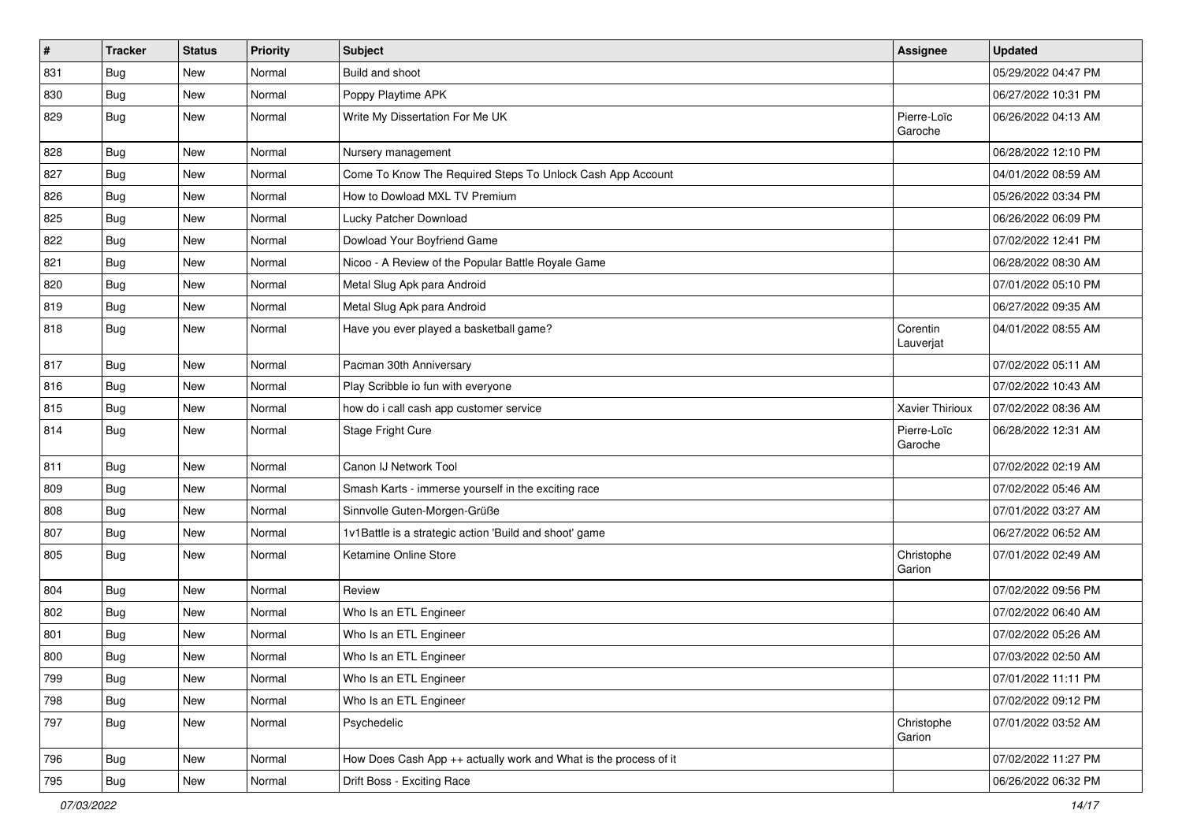| # | Tracker | Status | Priority | Subject | Assignee | Updated |
|---|---|---|---|---|---|---|
| 831 | Bug | New | Normal | Build and shoot | | 05/29/2022 04:47 PM |
| 830 | Bug | New | Normal | Poppy Playtime APK | | 06/27/2022 10:31 PM |
| 829 | Bug | New | Normal | Write My Dissertation For Me UK | Pierre-Loïc Garoche | 06/26/2022 04:13 AM |
| 828 | Bug | New | Normal | Nursery management | | 06/28/2022 12:10 PM |
| 827 | Bug | New | Normal | Come To Know The Required Steps To Unlock Cash App Account | | 04/01/2022 08:59 AM |
| 826 | Bug | New | Normal | How to Dowload MXL TV Premium | | 05/26/2022 03:34 PM |
| 825 | Bug | New | Normal | Lucky Patcher Download | | 06/26/2022 06:09 PM |
| 822 | Bug | New | Normal | Dowload Your Boyfriend Game | | 07/02/2022 12:41 PM |
| 821 | Bug | New | Normal | Nicoo - A Review of the Popular Battle Royale Game | | 06/28/2022 08:30 AM |
| 820 | Bug | New | Normal | Metal Slug Apk para Android | | 07/01/2022 05:10 PM |
| 819 | Bug | New | Normal | Metal Slug Apk para Android | | 06/27/2022 09:35 AM |
| 818 | Bug | New | Normal | Have you ever played a basketball game? | Corentin Lauverjat | 04/01/2022 08:55 AM |
| 817 | Bug | New | Normal | Pacman 30th Anniversary | | 07/02/2022 05:11 AM |
| 816 | Bug | New | Normal | Play Scribble io fun with everyone | | 07/02/2022 10:43 AM |
| 815 | Bug | New | Normal | how do i call cash app customer service | Xavier Thirioux | 07/02/2022 08:36 AM |
| 814 | Bug | New | Normal | Stage Fright Cure | Pierre-Loïc Garoche | 06/28/2022 12:31 AM |
| 811 | Bug | New | Normal | Canon IJ Network Tool | | 07/02/2022 02:19 AM |
| 809 | Bug | New | Normal | Smash Karts - immerse yourself in the exciting race | | 07/02/2022 05:46 AM |
| 808 | Bug | New | Normal | Sinnvolle Guten-Morgen-Grüße | | 07/01/2022 03:27 AM |
| 807 | Bug | New | Normal | 1v1Battle is a strategic action 'Build and shoot' game | | 06/27/2022 06:52 AM |
| 805 | Bug | New | Normal | Ketamine Online Store | Christophe Garion | 07/01/2022 02:49 AM |
| 804 | Bug | New | Normal | Review | | 07/02/2022 09:56 PM |
| 802 | Bug | New | Normal | Who Is an ETL Engineer | | 07/02/2022 06:40 AM |
| 801 | Bug | New | Normal | Who Is an ETL Engineer | | 07/02/2022 05:26 AM |
| 800 | Bug | New | Normal | Who Is an ETL Engineer | | 07/03/2022 02:50 AM |
| 799 | Bug | New | Normal | Who Is an ETL Engineer | | 07/01/2022 11:11 PM |
| 798 | Bug | New | Normal | Who Is an ETL Engineer | | 07/02/2022 09:12 PM |
| 797 | Bug | New | Normal | Psychedelic | Christophe Garion | 07/01/2022 03:52 AM |
| 796 | Bug | New | Normal | How Does Cash App ++ actually work and What is the process of it | | 07/02/2022 11:27 PM |
| 795 | Bug | New | Normal | Drift Boss - Exciting Race | | 06/26/2022 06:32 PM |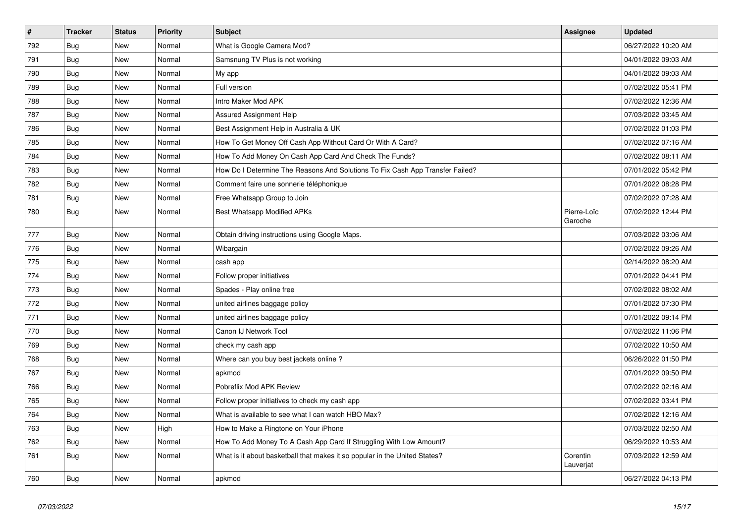| # | Tracker | Status | Priority | Subject | Assignee | Updated |
|---|---|---|---|---|---|---|
| 792 | Bug | New | Normal | What is Google Camera Mod? | | 06/27/2022 10:20 AM |
| 791 | Bug | New | Normal | Samsnung TV Plus is not working | | 04/01/2022 09:03 AM |
| 790 | Bug | New | Normal | My app | | 04/01/2022 09:03 AM |
| 789 | Bug | New | Normal | Full version | | 07/02/2022 05:41 PM |
| 788 | Bug | New | Normal | Intro Maker Mod APK | | 07/02/2022 12:36 AM |
| 787 | Bug | New | Normal | Assured Assignment Help | | 07/03/2022 03:45 AM |
| 786 | Bug | New | Normal | Best Assignment Help in Australia & UK | | 07/02/2022 01:03 PM |
| 785 | Bug | New | Normal | How To Get Money Off Cash App Without Card Or With A Card? | | 07/02/2022 07:16 AM |
| 784 | Bug | New | Normal | How To Add Money On Cash App Card And Check The Funds? | | 07/02/2022 08:11 AM |
| 783 | Bug | New | Normal | How Do I Determine The Reasons And Solutions To Fix Cash App Transfer Failed? | | 07/01/2022 05:42 PM |
| 782 | Bug | New | Normal | Comment faire une sonnerie téléphonique | | 07/01/2022 08:28 PM |
| 781 | Bug | New | Normal | Free Whatsapp Group to Join | | 07/02/2022 07:28 AM |
| 780 | Bug | New | Normal | Best Whatsapp Modified APKs | Pierre-Loïc Garoche | 07/02/2022 12:44 PM |
| 777 | Bug | New | Normal | Obtain driving instructions using Google Maps. | | 07/03/2022 03:06 AM |
| 776 | Bug | New | Normal | Wibargain | | 07/02/2022 09:26 AM |
| 775 | Bug | New | Normal | cash app | | 02/14/2022 08:20 AM |
| 774 | Bug | New | Normal | Follow proper initiatives | | 07/01/2022 04:41 PM |
| 773 | Bug | New | Normal | Spades - Play online free | | 07/02/2022 08:02 AM |
| 772 | Bug | New | Normal | united airlines baggage policy | | 07/01/2022 07:30 PM |
| 771 | Bug | New | Normal | united airlines baggage policy | | 07/01/2022 09:14 PM |
| 770 | Bug | New | Normal | Canon IJ Network Tool | | 07/02/2022 11:06 PM |
| 769 | Bug | New | Normal | check my cash app | | 07/02/2022 10:50 AM |
| 768 | Bug | New | Normal | Where can you buy best jackets online ? | | 06/26/2022 01:50 PM |
| 767 | Bug | New | Normal | apkmod | | 07/01/2022 09:50 PM |
| 766 | Bug | New | Normal | Pobreflix Mod APK Review | | 07/02/2022 02:16 AM |
| 765 | Bug | New | Normal | Follow proper initiatives to check my cash app | | 07/02/2022 03:41 PM |
| 764 | Bug | New | Normal | What is available to see what I can watch HBO Max? | | 07/02/2022 12:16 AM |
| 763 | Bug | New | High | How to Make a Ringtone on Your iPhone | | 07/03/2022 02:50 AM |
| 762 | Bug | New | Normal | How To Add Money To A Cash App Card If Struggling With Low Amount? | | 06/29/2022 10:53 AM |
| 761 | Bug | New | Normal | What is it about basketball that makes it so popular in the United States? | Corentin Lauverjat | 07/03/2022 12:59 AM |
| 760 | Bug | New | Normal | apkmod | | 06/27/2022 04:13 PM |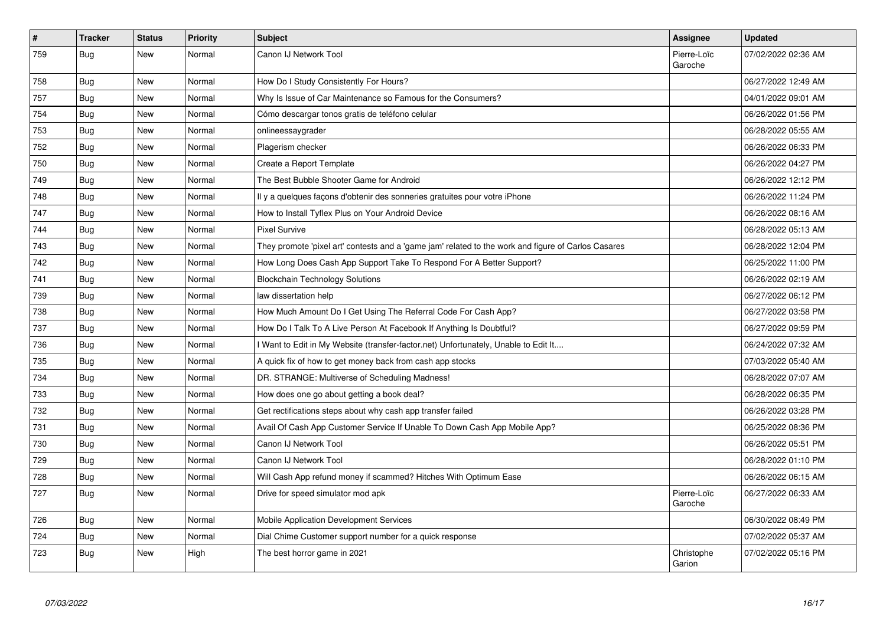| # | Tracker | Status | Priority | Subject | Assignee | Updated |
|---|---|---|---|---|---|---|
| 759 | Bug | New | Normal | Canon IJ Network Tool | Pierre-Loïc Garoche | 07/02/2022 02:36 AM |
| 758 | Bug | New | Normal | How Do I Study Consistently For Hours? | | 06/27/2022 12:49 AM |
| 757 | Bug | New | Normal | Why Is Issue of Car Maintenance so Famous for the Consumers? | | 04/01/2022 09:01 AM |
| 754 | Bug | New | Normal | Cómo descargar tonos gratis de teléfono celular | | 06/26/2022 01:56 PM |
| 753 | Bug | New | Normal | onlineessaygrader | | 06/28/2022 05:55 AM |
| 752 | Bug | New | Normal | Plagerism checker | | 06/26/2022 06:33 PM |
| 750 | Bug | New | Normal | Create a Report Template | | 06/26/2022 04:27 PM |
| 749 | Bug | New | Normal | The Best Bubble Shooter Game for Android | | 06/26/2022 12:12 PM |
| 748 | Bug | New | Normal | Il y a quelques façons d'obtenir des sonneries gratuites pour votre iPhone | | 06/26/2022 11:24 PM |
| 747 | Bug | New | Normal | How to Install Tyflex Plus on Your Android Device | | 06/26/2022 08:16 AM |
| 744 | Bug | New | Normal | Pixel Survive | | 06/28/2022 05:13 AM |
| 743 | Bug | New | Normal | They promote 'pixel art' contests and a 'game jam' related to the work and figure of Carlos Casares | | 06/28/2022 12:04 PM |
| 742 | Bug | New | Normal | How Long Does Cash App Support Take To Respond For A Better Support? | | 06/25/2022 11:00 PM |
| 741 | Bug | New | Normal | Blockchain Technology Solutions | | 06/26/2022 02:19 AM |
| 739 | Bug | New | Normal | law dissertation help | | 06/27/2022 06:12 PM |
| 738 | Bug | New | Normal | How Much Amount Do I Get Using The Referral Code For Cash App? | | 06/27/2022 03:58 PM |
| 737 | Bug | New | Normal | How Do I Talk To A Live Person At Facebook If Anything Is Doubtful? | | 06/27/2022 09:59 PM |
| 736 | Bug | New | Normal | I Want to Edit in My Website (transfer-factor.net) Unfortunately, Unable to Edit It.... | | 06/24/2022 07:32 AM |
| 735 | Bug | New | Normal | A quick fix of how to get money back from cash app stocks | | 07/03/2022 05:40 AM |
| 734 | Bug | New | Normal | DR. STRANGE: Multiverse of Scheduling Madness! | | 06/28/2022 07:07 AM |
| 733 | Bug | New | Normal | How does one go about getting a book deal? | | 06/28/2022 06:35 PM |
| 732 | Bug | New | Normal | Get rectifications steps about why cash app transfer failed | | 06/26/2022 03:28 PM |
| 731 | Bug | New | Normal | Avail Of Cash App Customer Service If Unable To Down Cash App Mobile App? | | 06/25/2022 08:36 PM |
| 730 | Bug | New | Normal | Canon IJ Network Tool | | 06/26/2022 05:51 PM |
| 729 | Bug | New | Normal | Canon IJ Network Tool | | 06/28/2022 01:10 PM |
| 728 | Bug | New | Normal | Will Cash App refund money if scammed? Hitches With Optimum Ease | | 06/26/2022 06:15 AM |
| 727 | Bug | New | Normal | Drive for speed simulator mod apk | Pierre-Loïc Garoche | 06/27/2022 06:33 AM |
| 726 | Bug | New | Normal | Mobile Application Development Services | | 06/30/2022 08:49 PM |
| 724 | Bug | New | Normal | Dial Chime Customer support number for a quick response | | 07/02/2022 05:37 AM |
| 723 | Bug | New | High | The best horror game in 2021 | Christophe Garion | 07/02/2022 05:16 PM |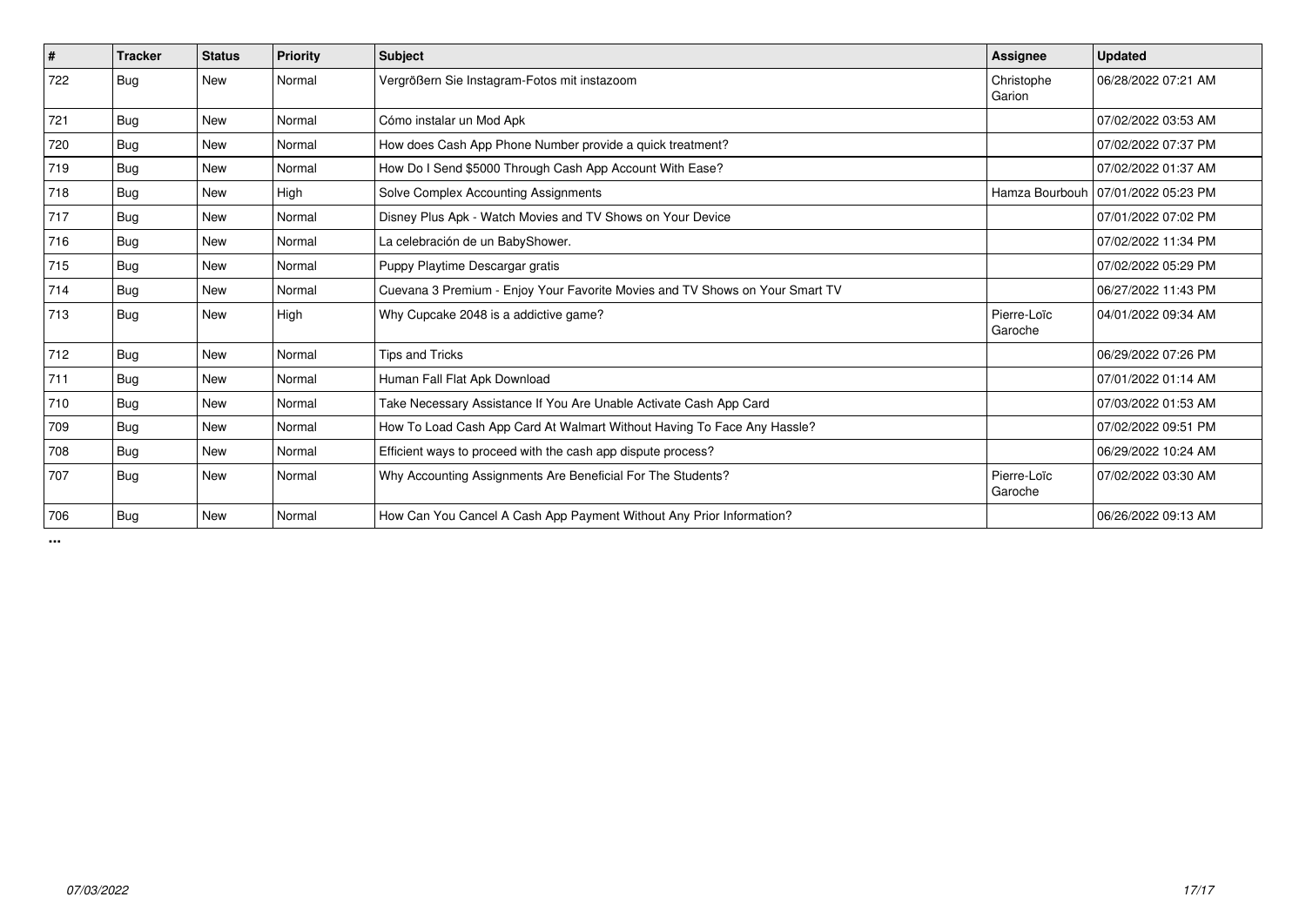| # | Tracker | Status | Priority | Subject | Assignee | Updated |
|---|---|---|---|---|---|---|
| 722 | Bug | New | Normal | Vergrößern Sie Instagram-Fotos mit instazoom | Christophe Garion | 06/28/2022 07:21 AM |
| 721 | Bug | New | Normal | Cómo instalar un Mod Apk | | 07/02/2022 03:53 AM |
| 720 | Bug | New | Normal | How does Cash App Phone Number provide a quick treatment? | | 07/02/2022 07:37 PM |
| 719 | Bug | New | Normal | How Do I Send $5000 Through Cash App Account With Ease? | | 07/02/2022 01:37 AM |
| 718 | Bug | New | High | Solve Complex Accounting Assignments | Hamza Bourbouh | 07/01/2022 05:23 PM |
| 717 | Bug | New | Normal | Disney Plus Apk - Watch Movies and TV Shows on Your Device | | 07/01/2022 07:02 PM |
| 716 | Bug | New | Normal | La celebración de un BabyShower. | | 07/02/2022 11:34 PM |
| 715 | Bug | New | Normal | Puppy Playtime Descargar gratis | | 07/02/2022 05:29 PM |
| 714 | Bug | New | Normal | Cuevana 3 Premium - Enjoy Your Favorite Movies and TV Shows on Your Smart TV | | 06/27/2022 11:43 PM |
| 713 | Bug | New | High | Why Cupcake 2048 is a addictive game? | Pierre-Loïc Garoche | 04/01/2022 09:34 AM |
| 712 | Bug | New | Normal | Tips and Tricks | | 06/29/2022 07:26 PM |
| 711 | Bug | New | Normal | Human Fall Flat Apk Download | | 07/01/2022 01:14 AM |
| 710 | Bug | New | Normal | Take Necessary Assistance If You Are Unable Activate Cash App Card | | 07/03/2022 01:53 AM |
| 709 | Bug | New | Normal | How To Load Cash App Card At Walmart Without Having To Face Any Hassle? | | 07/02/2022 09:51 PM |
| 708 | Bug | New | Normal | Efficient ways to proceed with the cash app dispute process? | | 06/29/2022 10:24 AM |
| 707 | Bug | New | Normal | Why Accounting Assignments Are Beneficial For The Students? | Pierre-Loïc Garoche | 07/02/2022 03:30 AM |
| 706 | Bug | New | Normal | How Can You Cancel A Cash App Payment Without Any Prior Information? | | 06/26/2022 09:13 AM |

...